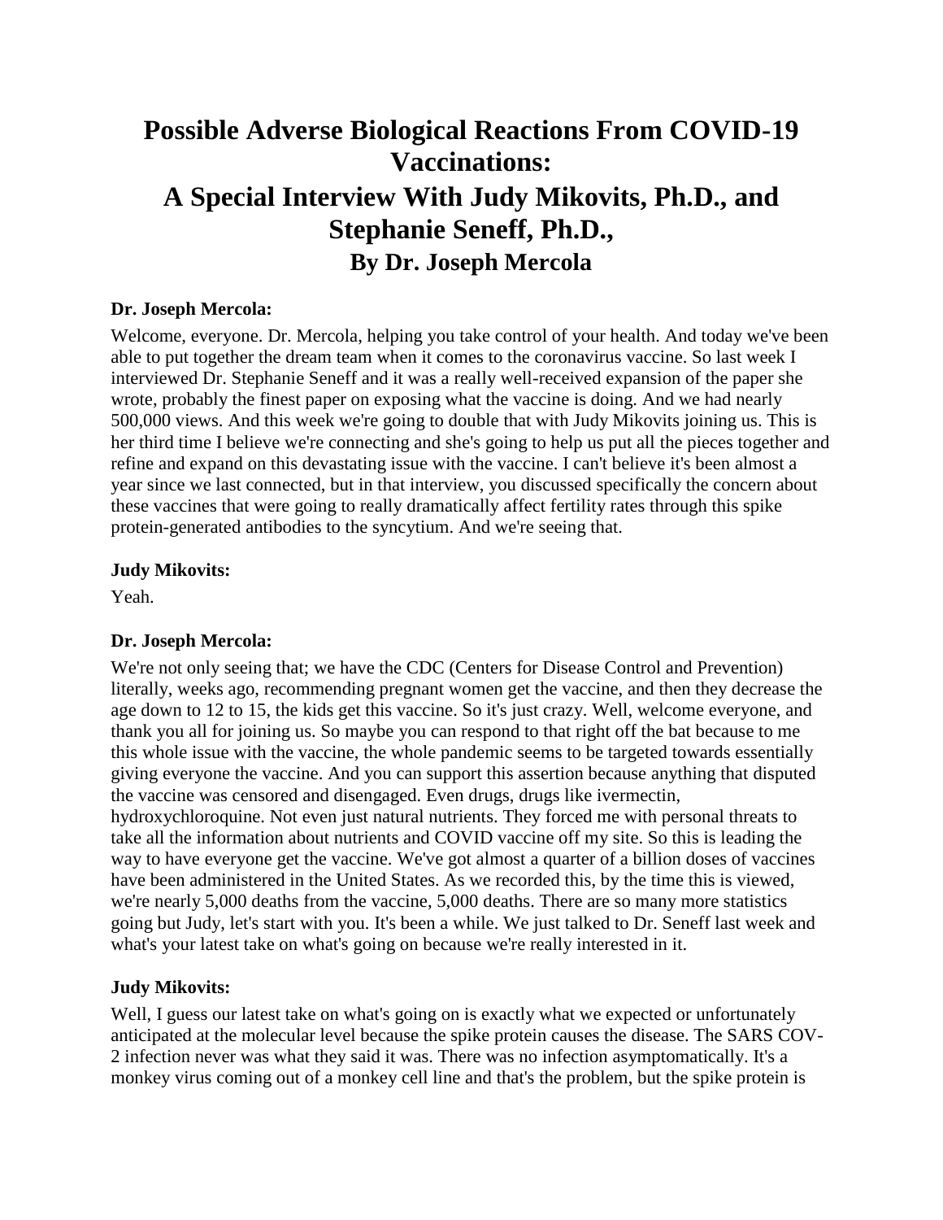# Possible Adverse Biological Reactions From COVID-19 Vaccinations:

# A Special Interview With Judy Mikovits, Ph.D., and Stephanie Seneff, Ph.D.,

## By Dr. Joseph Mercola

**Dr. Joseph Mercola:**

Welcome, everyone. Dr. Mercola, helping you take control of your health. And today we've been able to put together the dream team when it comes to the coronavirus vaccine. So last week I interviewed Dr. Stephanie Seneff and it was a really well-received expansion of the paper she wrote, probably the finest paper on exposing what the vaccine is doing. And we had nearly 500,000 views. And this week we're going to double that with Judy Mikovits joining us. This is her third time I believe we're connecting and she's going to help us put all the pieces together and refine and expand on this devastating issue with the vaccine. I can't believe it's been almost a year since we last connected, but in that interview, you discussed specifically the concern about these vaccines that were going to really dramatically affect fertility rates through this spike protein-generated antibodies to the syncytium. And we're seeing that.

**Judy Mikovits:**

Yeah.

**Dr. Joseph Mercola:**

We're not only seeing that; we have the CDC (Centers for Disease Control and Prevention) literally, weeks ago, recommending pregnant women get the vaccine, and then they decrease the age down to 12 to 15, the kids get this vaccine. So it's just crazy. Well, welcome everyone, and thank you all for joining us. So maybe you can respond to that right off the bat because to me this whole issue with the vaccine, the whole pandemic seems to be targeted towards essentially giving everyone the vaccine. And you can support this assertion because anything that disputed the vaccine was censored and disengaged. Even drugs, drugs like ivermectin, hydroxychloroquine. Not even just natural nutrients. They forced me with personal threats to take all the information about nutrients and COVID vaccine off my site. So this is leading the way to have everyone get the vaccine. We've got almost a quarter of a billion doses of vaccines have been administered in the United States. As we recorded this, by the time this is viewed, we're nearly 5,000 deaths from the vaccine, 5,000 deaths. There are so many more statistics going but Judy, let's start with you. It's been a while. We just talked to Dr. Seneff last week and what's your latest take on what's going on because we're really interested in it.

**Judy Mikovits:**

Well, I guess our latest take on what's going on is exactly what we expected or unfortunately anticipated at the molecular level because the spike protein causes the disease. The SARS COV-2 infection never was what they said it was. There was no infection asymptomatically. It's a monkey virus coming out of a monkey cell line and that's the problem, but the spike protein is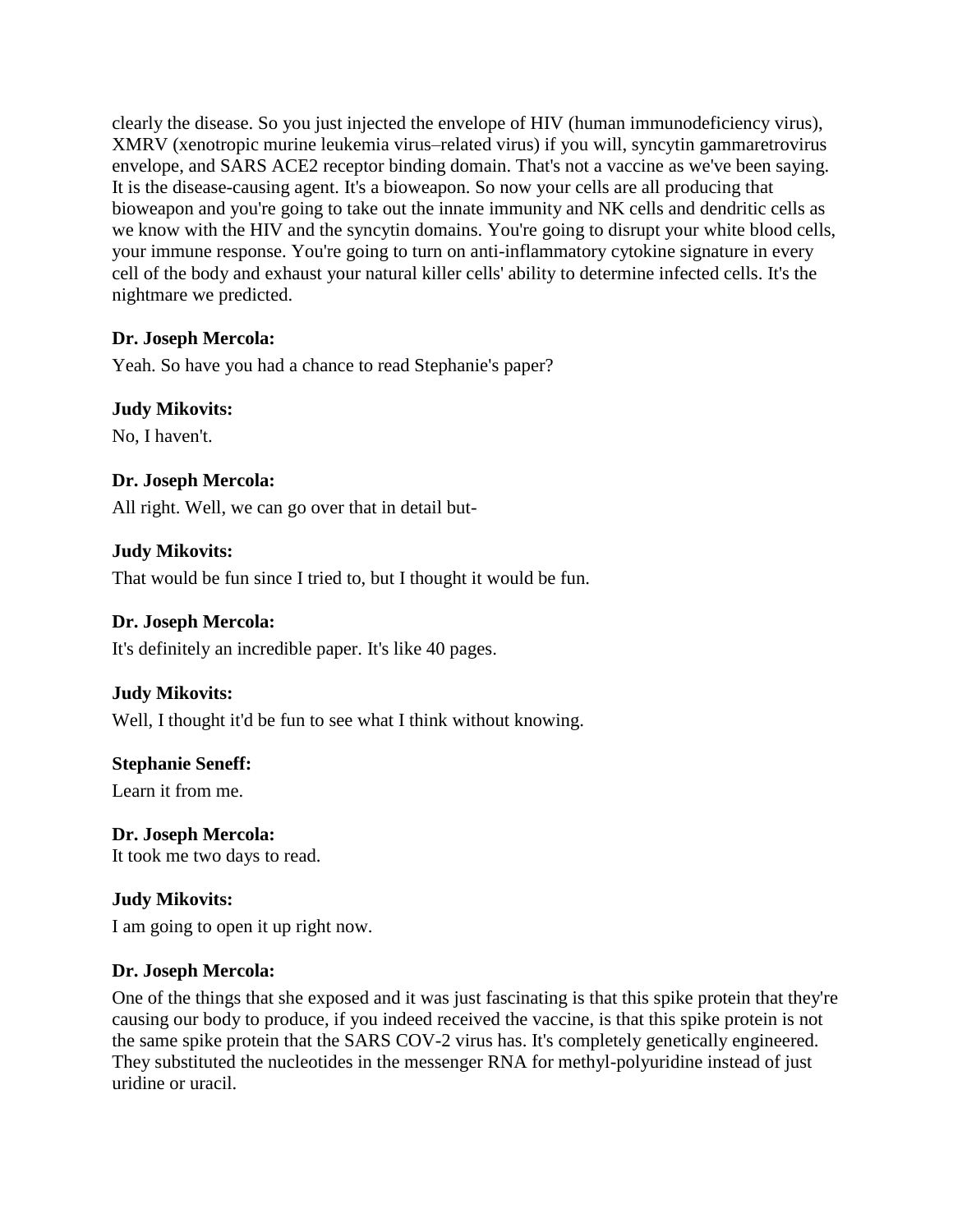clearly the disease. So you just injected the envelope of HIV (human immunodeficiency virus), XMRV (xenotropic murine leukemia virus–related virus) if you will, syncytin gammaretrovirus envelope, and SARS ACE2 receptor binding domain. That's not a vaccine as we've been saying. It is the disease-causing agent. It's a bioweapon. So now your cells are all producing that bioweapon and you're going to take out the innate immunity and NK cells and dendritic cells as we know with the HIV and the syncytin domains. You're going to disrupt your white blood cells, your immune response. You're going to turn on anti-inflammatory cytokine signature in every cell of the body and exhaust your natural killer cells' ability to determine infected cells. It's the nightmare we predicted.

**Dr. Joseph Mercola:**

Yeah. So have you had a chance to read Stephanie's paper?

**Judy Mikovits:**

No, I haven't.

**Dr. Joseph Mercola:**

All right. Well, we can go over that in detail but-

**Judy Mikovits:**

That would be fun since I tried to, but I thought it would be fun.

**Dr. Joseph Mercola:**

It's definitely an incredible paper. It's like 40 pages.

**Judy Mikovits:**

Well, I thought it'd be fun to see what I think without knowing.

**Stephanie Seneff:**

Learn it from me.

**Dr. Joseph Mercola:**

It took me two days to read.

**Judy Mikovits:**

I am going to open it up right now.

**Dr. Joseph Mercola:**

One of the things that she exposed and it was just fascinating is that this spike protein that they're causing our body to produce, if you indeed received the vaccine, is that this spike protein is not the same spike protein that the SARS COV-2 virus has. It's completely genetically engineered. They substituted the nucleotides in the messenger RNA for methyl-polyuridine instead of just uridine or uracil.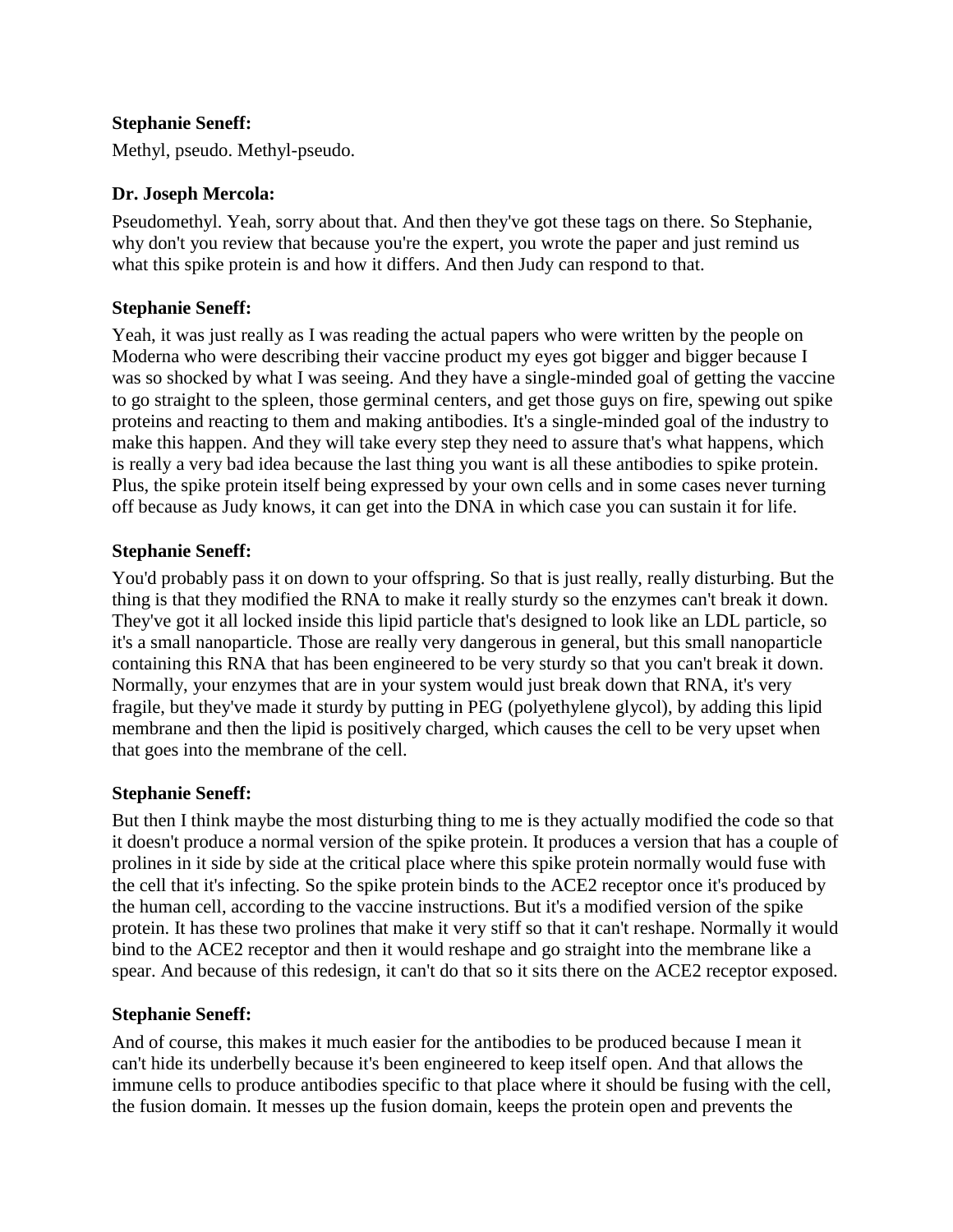**Stephanie Seneff:**

Methyl, pseudo. Methyl-pseudo.

**Dr. Joseph Mercola:**

Pseudomethyl. Yeah, sorry about that. And then they've got these tags on there. So Stephanie, why don't you review that because you're the expert, you wrote the paper and just remind us what this spike protein is and how it differs. And then Judy can respond to that.

**Stephanie Seneff:**

Yeah, it was just really as I was reading the actual papers who were written by the people on Moderna who were describing their vaccine product my eyes got bigger and bigger because I was so shocked by what I was seeing. And they have a single-minded goal of getting the vaccine to go straight to the spleen, those germinal centers, and get those guys on fire, spewing out spike proteins and reacting to them and making antibodies. It's a single-minded goal of the industry to make this happen. And they will take every step they need to assure that's what happens, which is really a very bad idea because the last thing you want is all these antibodies to spike protein. Plus, the spike protein itself being expressed by your own cells and in some cases never turning off because as Judy knows, it can get into the DNA in which case you can sustain it for life.

**Stephanie Seneff:**

You'd probably pass it on down to your offspring. So that is just really, really disturbing. But the thing is that they modified the RNA to make it really sturdy so the enzymes can't break it down. They've got it all locked inside this lipid particle that's designed to look like an LDL particle, so it's a small nanoparticle. Those are really very dangerous in general, but this small nanoparticle containing this RNA that has been engineered to be very sturdy so that you can't break it down. Normally, your enzymes that are in your system would just break down that RNA, it's very fragile, but they've made it sturdy by putting in PEG (polyethylene glycol), by adding this lipid membrane and then the lipid is positively charged, which causes the cell to be very upset when that goes into the membrane of the cell.

**Stephanie Seneff:**

But then I think maybe the most disturbing thing to me is they actually modified the code so that it doesn't produce a normal version of the spike protein. It produces a version that has a couple of prolines in it side by side at the critical place where this spike protein normally would fuse with the cell that it's infecting. So the spike protein binds to the ACE2 receptor once it's produced by the human cell, according to the vaccine instructions. But it's a modified version of the spike protein. It has these two prolines that make it very stiff so that it can't reshape. Normally it would bind to the ACE2 receptor and then it would reshape and go straight into the membrane like a spear. And because of this redesign, it can't do that so it sits there on the ACE2 receptor exposed.

**Stephanie Seneff:**

And of course, this makes it much easier for the antibodies to be produced because I mean it can't hide its underbelly because it's been engineered to keep itself open. And that allows the immune cells to produce antibodies specific to that place where it should be fusing with the cell, the fusion domain. It messes up the fusion domain, keeps the protein open and prevents the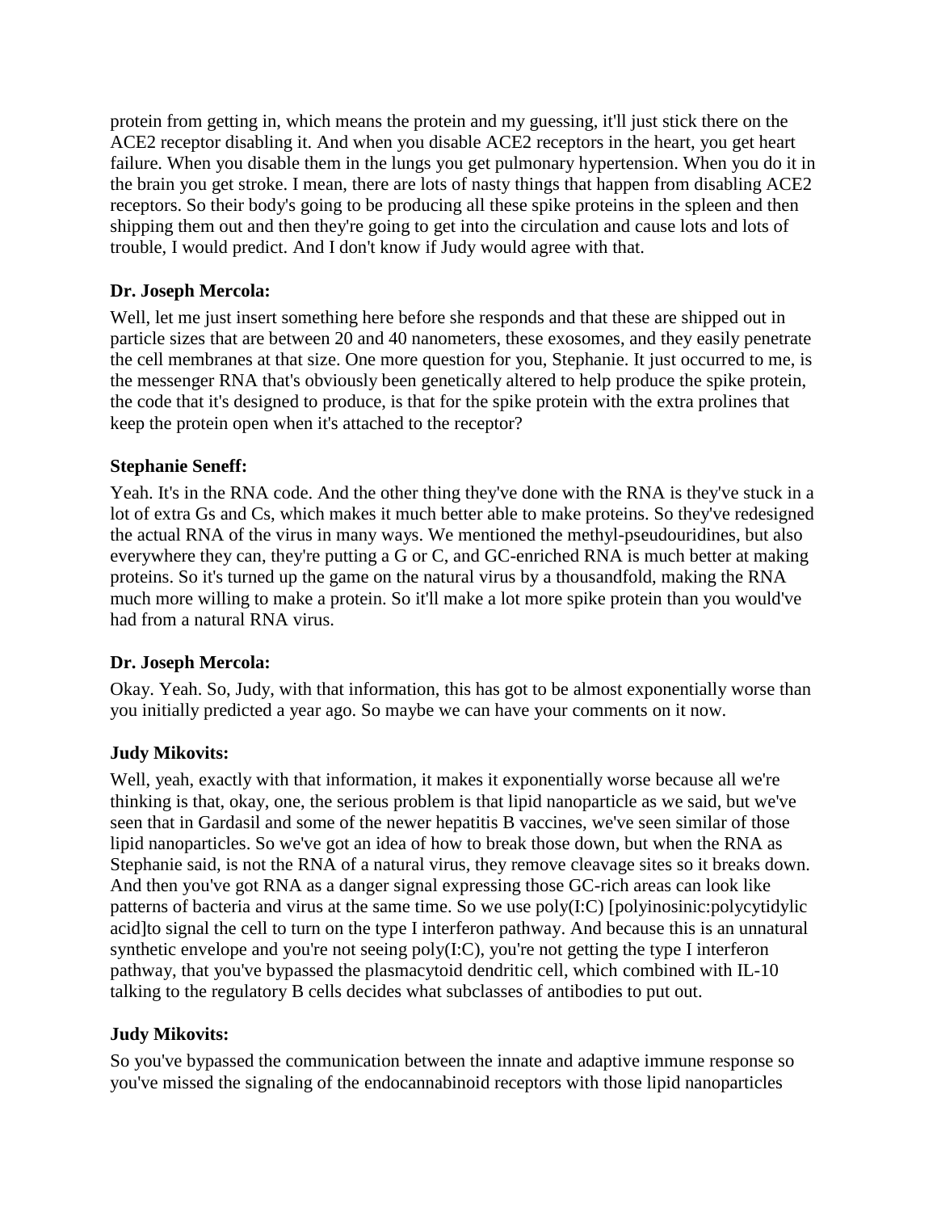protein from getting in, which means the protein and my guessing, it'll just stick there on the ACE2 receptor disabling it. And when you disable ACE2 receptors in the heart, you get heart failure. When you disable them in the lungs you get pulmonary hypertension. When you do it in the brain you get stroke. I mean, there are lots of nasty things that happen from disabling ACE2 receptors. So their body's going to be producing all these spike proteins in the spleen and then shipping them out and then they're going to get into the circulation and cause lots and lots of trouble, I would predict. And I don't know if Judy would agree with that.

**Dr. Joseph Mercola:**

Well, let me just insert something here before she responds and that these are shipped out in particle sizes that are between 20 and 40 nanometers, these exosomes, and they easily penetrate the cell membranes at that size. One more question for you, Stephanie. It just occurred to me, is the messenger RNA that's obviously been genetically altered to help produce the spike protein, the code that it's designed to produce, is that for the spike protein with the extra prolines that keep the protein open when it's attached to the receptor?

**Stephanie Seneff:**

Yeah. It's in the RNA code. And the other thing they've done with the RNA is they've stuck in a lot of extra Gs and Cs, which makes it much better able to make proteins. So they've redesigned the actual RNA of the virus in many ways. We mentioned the methyl-pseudouridines, but also everywhere they can, they're putting a G or C, and GC-enriched RNA is much better at making proteins. So it's turned up the game on the natural virus by a thousandfold, making the RNA much more willing to make a protein. So it'll make a lot more spike protein than you would've had from a natural RNA virus.

**Dr. Joseph Mercola:**

Okay. Yeah. So, Judy, with that information, this has got to be almost exponentially worse than you initially predicted a year ago. So maybe we can have your comments on it now.

**Judy Mikovits:**

Well, yeah, exactly with that information, it makes it exponentially worse because all we're thinking is that, okay, one, the serious problem is that lipid nanoparticle as we said, but we've seen that in Gardasil and some of the newer hepatitis B vaccines, we've seen similar of those lipid nanoparticles. So we've got an idea of how to break those down, but when the RNA as Stephanie said, is not the RNA of a natural virus, they remove cleavage sites so it breaks down. And then you've got RNA as a danger signal expressing those GC-rich areas can look like patterns of bacteria and virus at the same time. So we use poly(I:C) [polyinosinic:polycytidylic acid]to signal the cell to turn on the type I interferon pathway. And because this is an unnatural synthetic envelope and you're not seeing poly(I:C), you're not getting the type I interferon pathway, that you've bypassed the plasmacytoid dendritic cell, which combined with IL-10 talking to the regulatory B cells decides what subclasses of antibodies to put out.

**Judy Mikovits:**

So you've bypassed the communication between the innate and adaptive immune response so you've missed the signaling of the endocannabinoid receptors with those lipid nanoparticles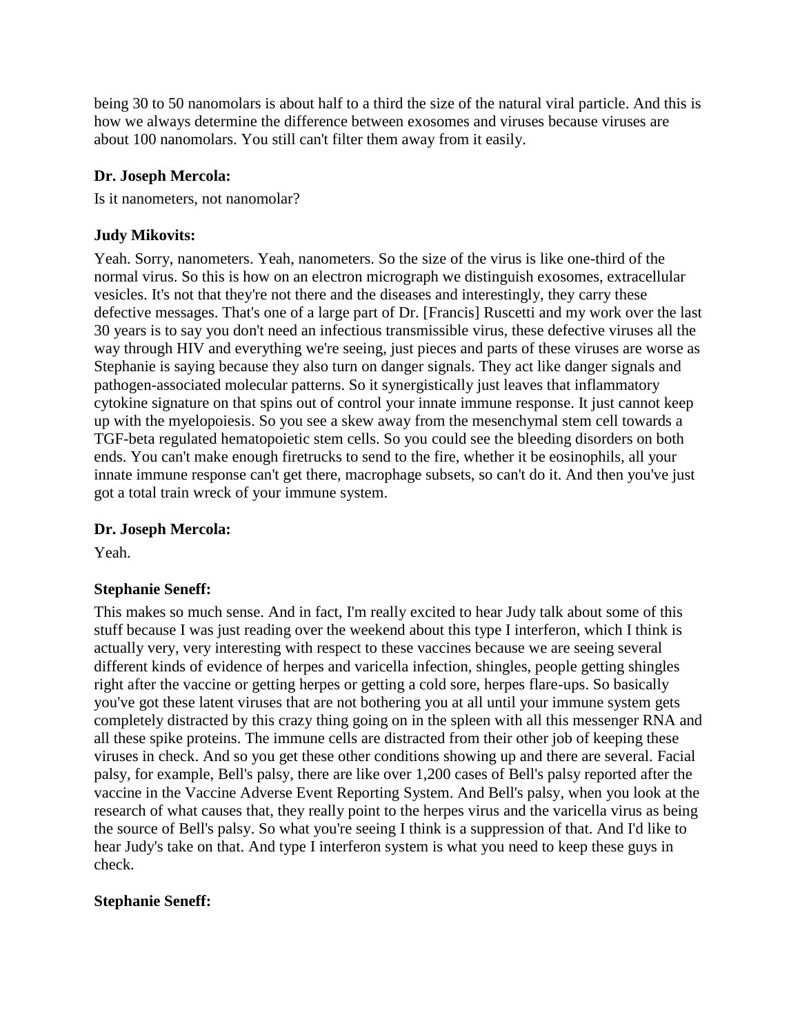being 30 to 50 nanomolars is about half to a third the size of the natural viral particle. And this is how we always determine the difference between exosomes and viruses because viruses are about 100 nanomolars. You still can't filter them away from it easily.

**Dr. Joseph Mercola:**

Is it nanometers, not nanomolar?

**Judy Mikovits:**

Yeah. Sorry, nanometers. Yeah, nanometers. So the size of the virus is like one-third of the normal virus. So this is how on an electron micrograph we distinguish exosomes, extracellular vesicles. It's not that they're not there and the diseases and interestingly, they carry these defective messages. That's one of a large part of Dr. [Francis] Ruscetti and my work over the last 30 years is to say you don't need an infectious transmissible virus, these defective viruses all the way through HIV and everything we're seeing, just pieces and parts of these viruses are worse as Stephanie is saying because they also turn on danger signals. They act like danger signals and pathogen-associated molecular patterns. So it synergistically just leaves that inflammatory cytokine signature on that spins out of control your innate immune response. It just cannot keep up with the myelopoiesis. So you see a skew away from the mesenchymal stem cell towards a TGF-beta regulated hematopoietic stem cells. So you could see the bleeding disorders on both ends. You can't make enough firetrucks to send to the fire, whether it be eosinophils, all your innate immune response can't get there, macrophage subsets, so can't do it. And then you've just got a total train wreck of your immune system.

**Dr. Joseph Mercola:**

Yeah.

**Stephanie Seneff:**

This makes so much sense. And in fact, I'm really excited to hear Judy talk about some of this stuff because I was just reading over the weekend about this type I interferon, which I think is actually very, very interesting with respect to these vaccines because we are seeing several different kinds of evidence of herpes and varicella infection, shingles, people getting shingles right after the vaccine or getting herpes or getting a cold sore, herpes flare-ups. So basically you've got these latent viruses that are not bothering you at all until your immune system gets completely distracted by this crazy thing going on in the spleen with all this messenger RNA and all these spike proteins. The immune cells are distracted from their other job of keeping these viruses in check. And so you get these other conditions showing up and there are several. Facial palsy, for example, Bell's palsy, there are like over 1,200 cases of Bell's palsy reported after the vaccine in the Vaccine Adverse Event Reporting System. And Bell's palsy, when you look at the research of what causes that, they really point to the herpes virus and the varicella virus as being the source of Bell's palsy. So what you're seeing I think is a suppression of that. And I'd like to hear Judy's take on that. And type I interferon system is what you need to keep these guys in check.

**Stephanie Seneff:**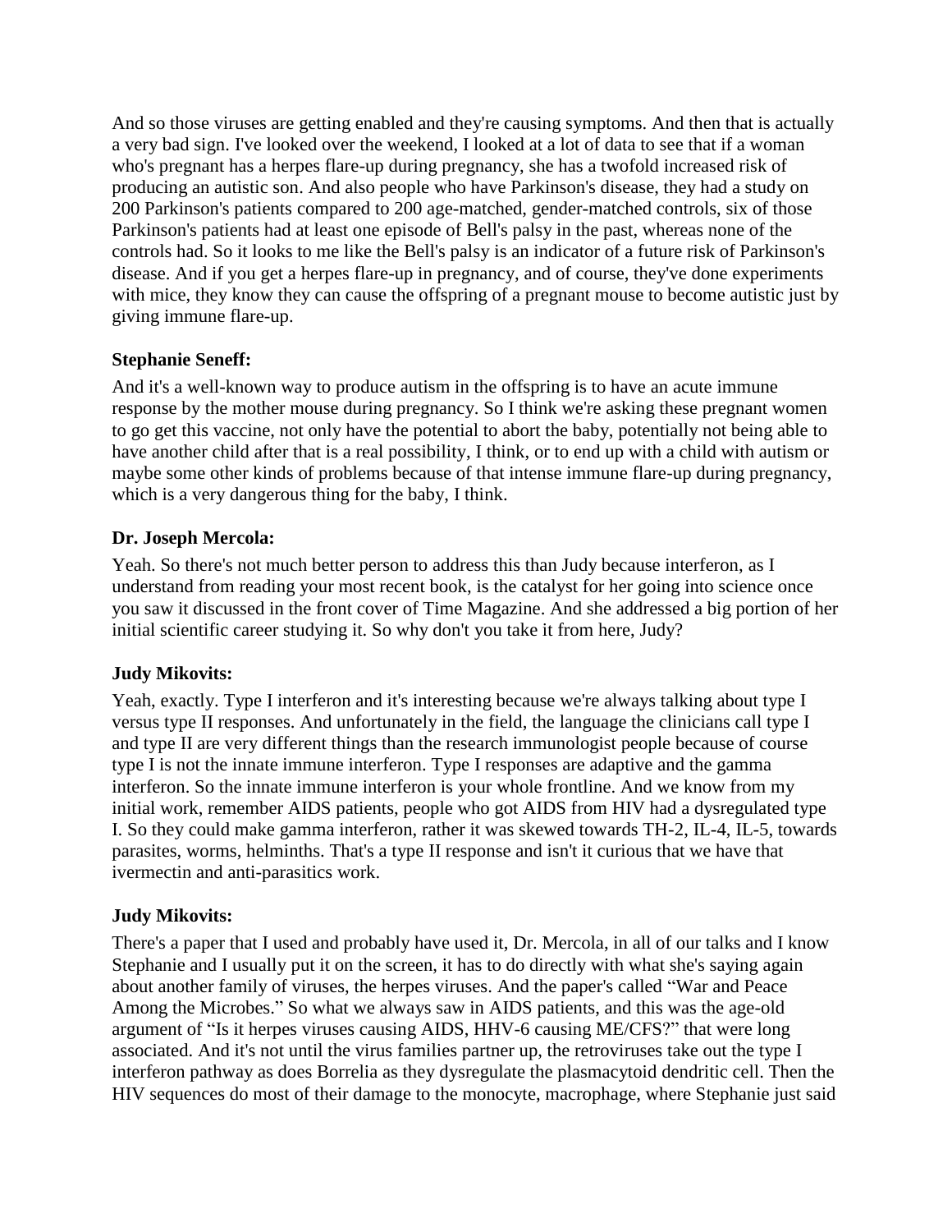And so those viruses are getting enabled and they're causing symptoms. And then that is actually a very bad sign. I've looked over the weekend, I looked at a lot of data to see that if a woman who's pregnant has a herpes flare-up during pregnancy, she has a twofold increased risk of producing an autistic son. And also people who have Parkinson's disease, they had a study on 200 Parkinson's patients compared to 200 age-matched, gender-matched controls, six of those Parkinson's patients had at least one episode of Bell's palsy in the past, whereas none of the controls had. So it looks to me like the Bell's palsy is an indicator of a future risk of Parkinson's disease. And if you get a herpes flare-up in pregnancy, and of course, they've done experiments with mice, they know they can cause the offspring of a pregnant mouse to become autistic just by giving immune flare-up.

**Stephanie Seneff:**

And it's a well-known way to produce autism in the offspring is to have an acute immune response by the mother mouse during pregnancy. So I think we're asking these pregnant women to go get this vaccine, not only have the potential to abort the baby, potentially not being able to have another child after that is a real possibility, I think, or to end up with a child with autism or maybe some other kinds of problems because of that intense immune flare-up during pregnancy, which is a very dangerous thing for the baby, I think.

**Dr. Joseph Mercola:**

Yeah. So there's not much better person to address this than Judy because interferon, as I understand from reading your most recent book, is the catalyst for her going into science once you saw it discussed in the front cover of Time Magazine. And she addressed a big portion of her initial scientific career studying it. So why don't you take it from here, Judy?

**Judy Mikovits:**

Yeah, exactly. Type I interferon and it's interesting because we're always talking about type I versus type II responses. And unfortunately in the field, the language the clinicians call type I and type II are very different things than the research immunologist people because of course type I is not the innate immune interferon. Type I responses are adaptive and the gamma interferon. So the innate immune interferon is your whole frontline. And we know from my initial work, remember AIDS patients, people who got AIDS from HIV had a dysregulated type I. So they could make gamma interferon, rather it was skewed towards TH-2, IL-4, IL-5, towards parasites, worms, helminths. That's a type II response and isn't it curious that we have that ivermectin and anti-parasitics work.

**Judy Mikovits:**

There's a paper that I used and probably have used it, Dr. Mercola, in all of our talks and I know Stephanie and I usually put it on the screen, it has to do directly with what she's saying again about another family of viruses, the herpes viruses. And the paper's called "War and Peace Among the Microbes." So what we always saw in AIDS patients, and this was the age-old argument of "Is it herpes viruses causing AIDS, HHV-6 causing ME/CFS?" that were long associated. And it's not until the virus families partner up, the retroviruses take out the type I interferon pathway as does Borrelia as they dysregulate the plasmacytoid dendritic cell. Then the HIV sequences do most of their damage to the monocyte, macrophage, where Stephanie just said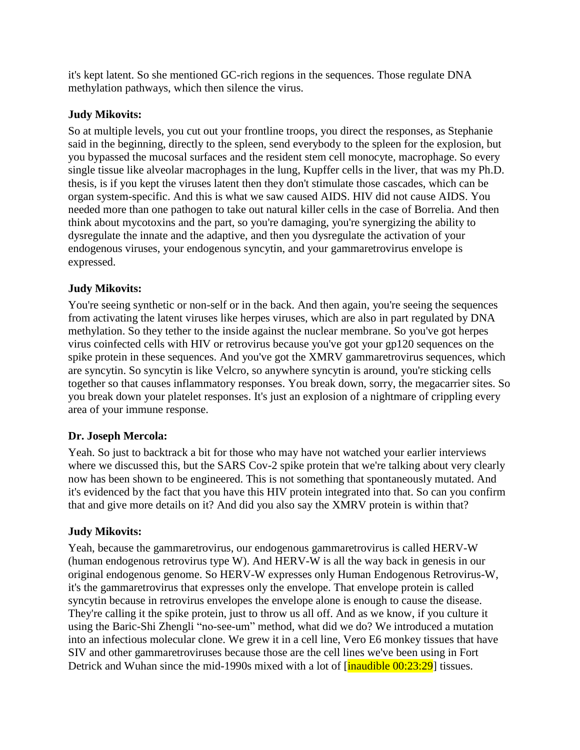it's kept latent. So she mentioned GC-rich regions in the sequences. Those regulate DNA methylation pathways, which then silence the virus.

**Judy Mikovits:**

So at multiple levels, you cut out your frontline troops, you direct the responses, as Stephanie said in the beginning, directly to the spleen, send everybody to the spleen for the explosion, but you bypassed the mucosal surfaces and the resident stem cell monocyte, macrophage. So every single tissue like alveolar macrophages in the lung, Kupffer cells in the liver, that was my Ph.D. thesis, is if you kept the viruses latent then they don't stimulate those cascades, which can be organ system-specific. And this is what we saw caused AIDS. HIV did not cause AIDS. You needed more than one pathogen to take out natural killer cells in the case of Borrelia. And then think about mycotoxins and the part, so you're damaging, you're synergizing the ability to dysregulate the innate and the adaptive, and then you dysregulate the activation of your endogenous viruses, your endogenous syncytin, and your gammaretrovirus envelope is expressed.

**Judy Mikovits:**

You're seeing synthetic or non-self or in the back. And then again, you're seeing the sequences from activating the latent viruses like herpes viruses, which are also in part regulated by DNA methylation. So they tether to the inside against the nuclear membrane. So you've got herpes virus coinfected cells with HIV or retrovirus because you've got your gp120 sequences on the spike protein in these sequences. And you've got the XMRV gammaretrovirus sequences, which are syncytin. So syncytin is like Velcro, so anywhere syncytin is around, you're sticking cells together so that causes inflammatory responses. You break down, sorry, the megacarrier sites. So you break down your platelet responses. It's just an explosion of a nightmare of crippling every area of your immune response.

**Dr. Joseph Mercola:**

Yeah. So just to backtrack a bit for those who may have not watched your earlier interviews where we discussed this, but the SARS Cov-2 spike protein that we're talking about very clearly now has been shown to be engineered. This is not something that spontaneously mutated. And it's evidenced by the fact that you have this HIV protein integrated into that. So can you confirm that and give more details on it? And did you also say the XMRV protein is within that?

**Judy Mikovits:**

Yeah, because the gammaretrovirus, our endogenous gammaretrovirus is called HERV-W (human endogenous retrovirus type W). And HERV-W is all the way back in genesis in our original endogenous genome. So HERV-W expresses only Human Endogenous Retrovirus-W, it's the gammaretrovirus that expresses only the envelope. That envelope protein is called syncytin because in retrovirus envelopes the envelope alone is enough to cause the disease. They're calling it the spike protein, just to throw us all off. And as we know, if you culture it using the Baric-Shi Zhengli "no-see-um" method, what did we do? We introduced a mutation into an infectious molecular clone. We grew it in a cell line, Vero E6 monkey tissues that have SIV and other gammaretroviruses because those are the cell lines we've been using in Fort Detrick and Wuhan since the mid-1990s mixed with a lot of [inaudible 00:23:29] tissues.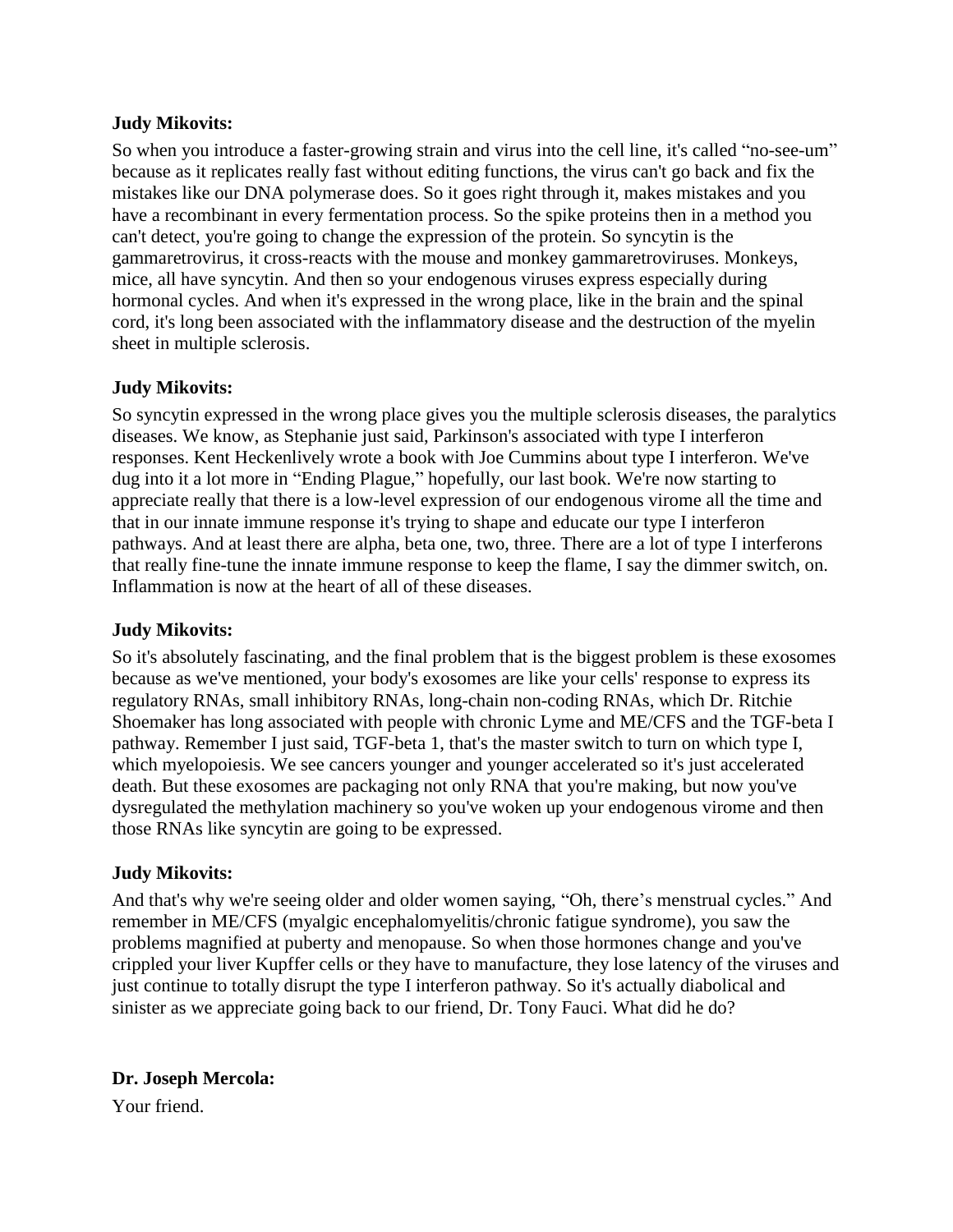**Judy Mikovits:**

So when you introduce a faster-growing strain and virus into the cell line, it's called "no-see-um" because as it replicates really fast without editing functions, the virus can't go back and fix the mistakes like our DNA polymerase does. So it goes right through it, makes mistakes and you have a recombinant in every fermentation process. So the spike proteins then in a method you can't detect, you're going to change the expression of the protein. So syncytin is the gammaretrovirus, it cross-reacts with the mouse and monkey gammaretroviruses. Monkeys, mice, all have syncytin. And then so your endogenous viruses express especially during hormonal cycles. And when it's expressed in the wrong place, like in the brain and the spinal cord, it's long been associated with the inflammatory disease and the destruction of the myelin sheet in multiple sclerosis.

**Judy Mikovits:**

So syncytin expressed in the wrong place gives you the multiple sclerosis diseases, the paralytics diseases. We know, as Stephanie just said, Parkinson's associated with type I interferon responses. Kent Heckenlively wrote a book with Joe Cummins about type I interferon. We've dug into it a lot more in "Ending Plague," hopefully, our last book. We're now starting to appreciate really that there is a low-level expression of our endogenous virome all the time and that in our innate immune response it's trying to shape and educate our type I interferon pathways. And at least there are alpha, beta one, two, three. There are a lot of type I interferons that really fine-tune the innate immune response to keep the flame, I say the dimmer switch, on. Inflammation is now at the heart of all of these diseases.

**Judy Mikovits:**

So it's absolutely fascinating, and the final problem that is the biggest problem is these exosomes because as we've mentioned, your body's exosomes are like your cells' response to express its regulatory RNAs, small inhibitory RNAs, long-chain non-coding RNAs, which Dr. Ritchie Shoemaker has long associated with people with chronic Lyme and ME/CFS and the TGF-beta I pathway. Remember I just said, TGF-beta 1, that's the master switch to turn on which type I, which myelopoiesis. We see cancers younger and younger accelerated so it's just accelerated death. But these exosomes are packaging not only RNA that you're making, but now you've dysregulated the methylation machinery so you've woken up your endogenous virome and then those RNAs like syncytin are going to be expressed.

**Judy Mikovits:**

And that's why we're seeing older and older women saying, "Oh, there's menstrual cycles." And remember in ME/CFS (myalgic encephalomyelitis/chronic fatigue syndrome), you saw the problems magnified at puberty and menopause. So when those hormones change and you've crippled your liver Kupffer cells or they have to manufacture, they lose latency of the viruses and just continue to totally disrupt the type I interferon pathway. So it's actually diabolical and sinister as we appreciate going back to our friend, Dr. Tony Fauci. What did he do?

**Dr. Joseph Mercola:**

Your friend.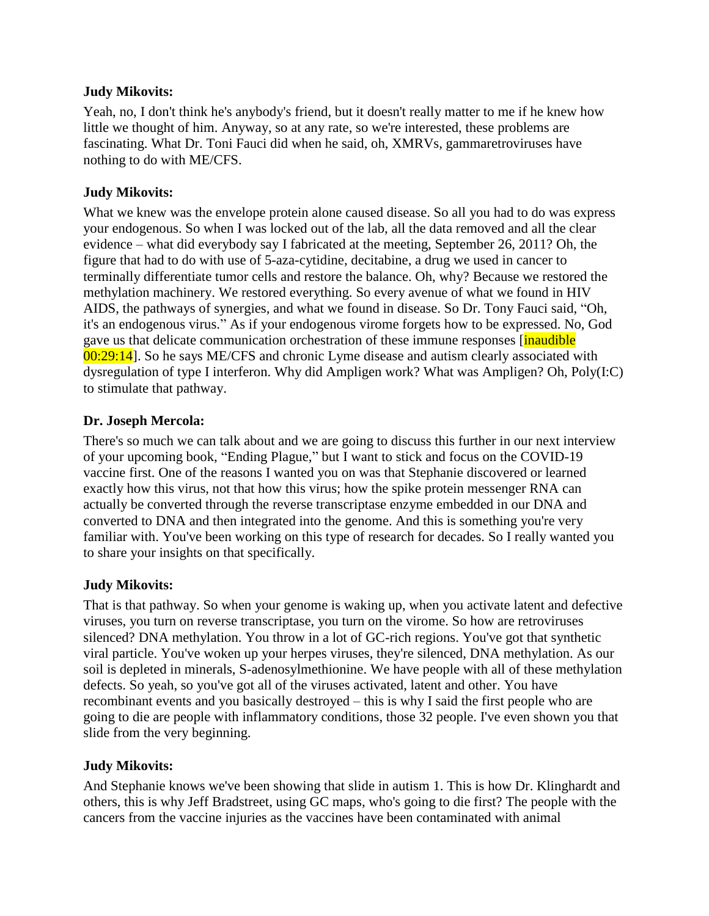**Judy Mikovits:**

Yeah, no, I don't think he's anybody's friend, but it doesn't really matter to me if he knew how little we thought of him. Anyway, so at any rate, so we're interested, these problems are fascinating. What Dr. Toni Fauci did when he said, oh, XMRVs, gammaretroviruses have nothing to do with ME/CFS.

**Judy Mikovits:**

What we knew was the envelope protein alone caused disease. So all you had to do was express your endogenous. So when I was locked out of the lab, all the data removed and all the clear evidence – what did everybody say I fabricated at the meeting, September 26, 2011? Oh, the figure that had to do with use of 5-aza-cytidine, decitabine, a drug we used in cancer to terminally differentiate tumor cells and restore the balance. Oh, why? Because we restored the methylation machinery. We restored everything. So every avenue of what we found in HIV AIDS, the pathways of synergies, and what we found in disease. So Dr. Tony Fauci said, "Oh, it's an endogenous virus." As if your endogenous virome forgets how to be expressed. No, God gave us that delicate communication orchestration of these immune responses [inaudible 00:29:14]. So he says ME/CFS and chronic Lyme disease and autism clearly associated with dysregulation of type I interferon. Why did Ampligen work? What was Ampligen? Oh, Poly(I:C) to stimulate that pathway.

**Dr. Joseph Mercola:**

There's so much we can talk about and we are going to discuss this further in our next interview of your upcoming book, "Ending Plague," but I want to stick and focus on the COVID-19 vaccine first. One of the reasons I wanted you on was that Stephanie discovered or learned exactly how this virus, not that how this virus; how the spike protein messenger RNA can actually be converted through the reverse transcriptase enzyme embedded in our DNA and converted to DNA and then integrated into the genome. And this is something you're very familiar with. You've been working on this type of research for decades. So I really wanted you to share your insights on that specifically.

**Judy Mikovits:**

That is that pathway. So when your genome is waking up, when you activate latent and defective viruses, you turn on reverse transcriptase, you turn on the virome. So how are retroviruses silenced? DNA methylation. You throw in a lot of GC-rich regions. You've got that synthetic viral particle. You've woken up your herpes viruses, they're silenced, DNA methylation. As our soil is depleted in minerals, S-adenosylmethionine. We have people with all of these methylation defects. So yeah, so you've got all of the viruses activated, latent and other. You have recombinant events and you basically destroyed – this is why I said the first people who are going to die are people with inflammatory conditions, those 32 people. I've even shown you that slide from the very beginning.

**Judy Mikovits:**

And Stephanie knows we've been showing that slide in autism 1. This is how Dr. Klinghardt and others, this is why Jeff Bradstreet, using GC maps, who's going to die first? The people with the cancers from the vaccine injuries as the vaccines have been contaminated with animal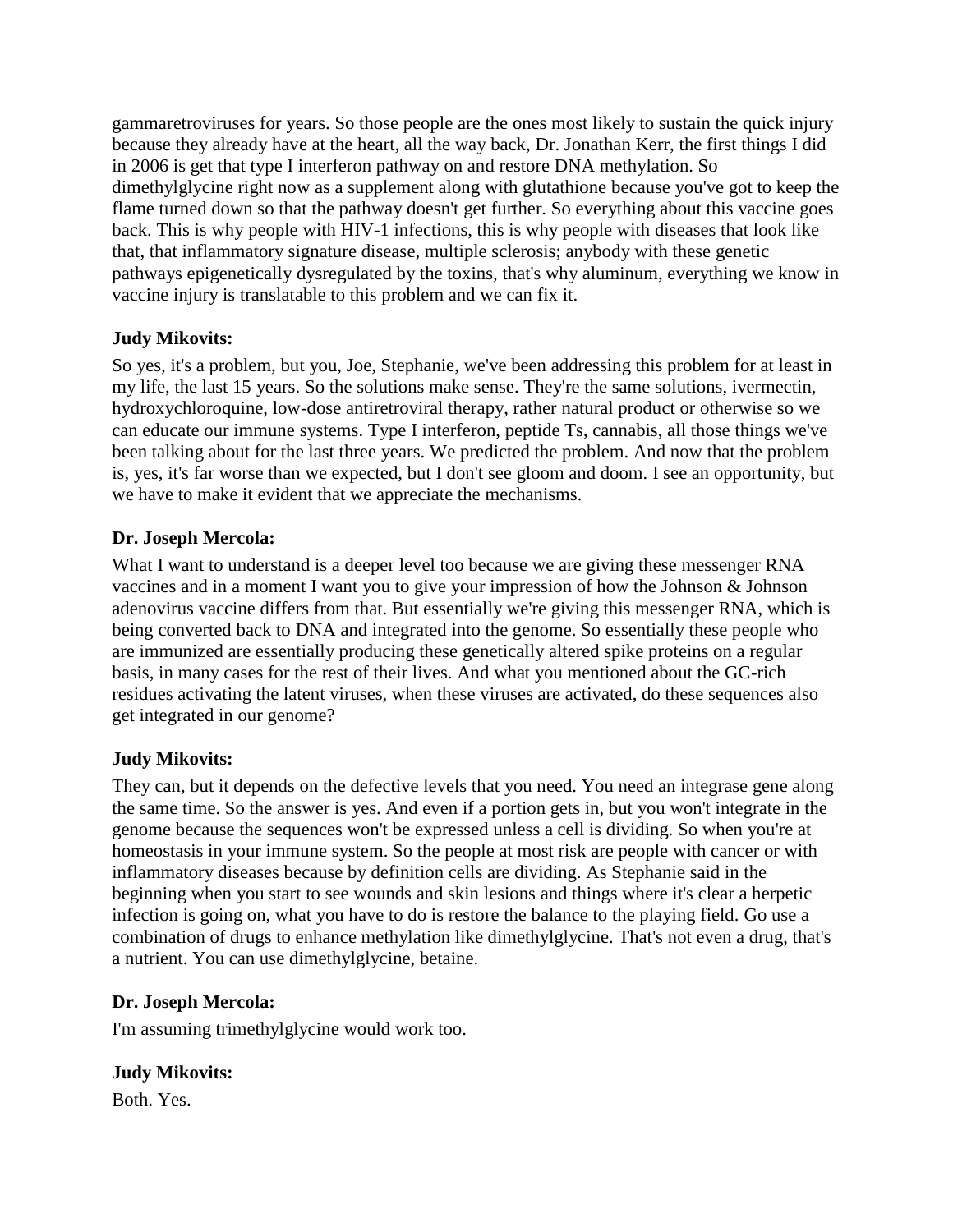gammaretroviruses for years. So those people are the ones most likely to sustain the quick injury because they already have at the heart, all the way back, Dr. Jonathan Kerr, the first things I did in 2006 is get that type I interferon pathway on and restore DNA methylation. So dimethylglycine right now as a supplement along with glutathione because you've got to keep the flame turned down so that the pathway doesn't get further. So everything about this vaccine goes back. This is why people with HIV-1 infections, this is why people with diseases that look like that, that inflammatory signature disease, multiple sclerosis; anybody with these genetic pathways epigenetically dysregulated by the toxins, that's why aluminum, everything we know in vaccine injury is translatable to this problem and we can fix it.

**Judy Mikovits:**

So yes, it's a problem, but you, Joe, Stephanie, we've been addressing this problem for at least in my life, the last 15 years. So the solutions make sense. They're the same solutions, ivermectin, hydroxychloroquine, low-dose antiretroviral therapy, rather natural product or otherwise so we can educate our immune systems. Type I interferon, peptide Ts, cannabis, all those things we've been talking about for the last three years. We predicted the problem. And now that the problem is, yes, it's far worse than we expected, but I don't see gloom and doom. I see an opportunity, but we have to make it evident that we appreciate the mechanisms.

**Dr. Joseph Mercola:**

What I want to understand is a deeper level too because we are giving these messenger RNA vaccines and in a moment I want you to give your impression of how the Johnson & Johnson adenovirus vaccine differs from that. But essentially we're giving this messenger RNA, which is being converted back to DNA and integrated into the genome. So essentially these people who are immunized are essentially producing these genetically altered spike proteins on a regular basis, in many cases for the rest of their lives. And what you mentioned about the GC-rich residues activating the latent viruses, when these viruses are activated, do these sequences also get integrated in our genome?

**Judy Mikovits:**

They can, but it depends on the defective levels that you need. You need an integrase gene along the same time. So the answer is yes. And even if a portion gets in, but you won't integrate in the genome because the sequences won't be expressed unless a cell is dividing. So when you're at homeostasis in your immune system. So the people at most risk are people with cancer or with inflammatory diseases because by definition cells are dividing. As Stephanie said in the beginning when you start to see wounds and skin lesions and things where it's clear a herpetic infection is going on, what you have to do is restore the balance to the playing field. Go use a combination of drugs to enhance methylation like dimethylglycine. That's not even a drug, that's a nutrient. You can use dimethylglycine, betaine.

**Dr. Joseph Mercola:**

I'm assuming trimethylglycine would work too.

**Judy Mikovits:**

Both. Yes.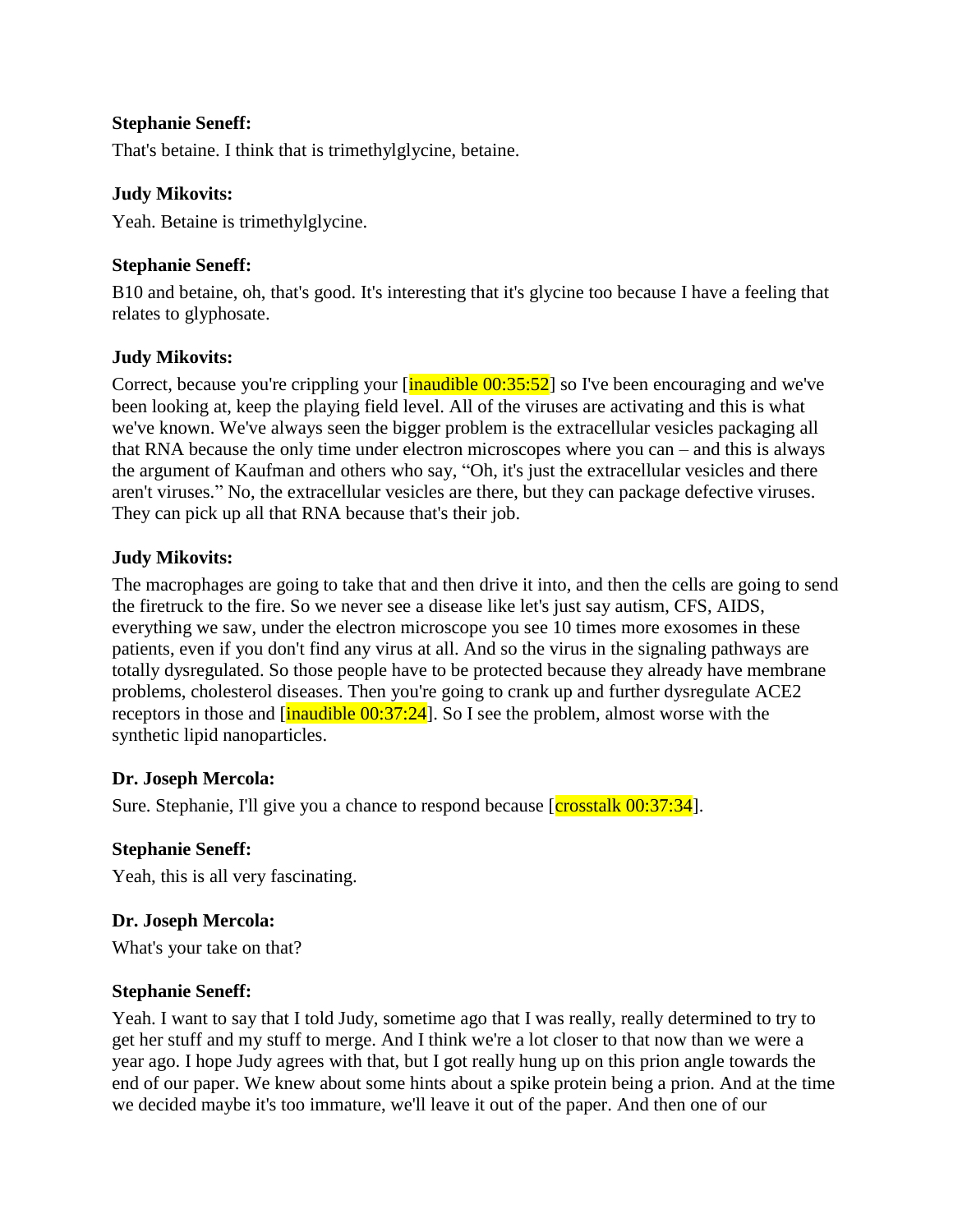**Stephanie Seneff:**

That's betaine. I think that is trimethylglycine, betaine.

**Judy Mikovits:**

Yeah. Betaine is trimethylglycine.

**Stephanie Seneff:**

B10 and betaine, oh, that's good. It's interesting that it's glycine too because I have a feeling that relates to glyphosate.

**Judy Mikovits:**

Correct, because you're crippling your [inaudible 00:35:52] so I've been encouraging and we've been looking at, keep the playing field level. All of the viruses are activating and this is what we've known. We've always seen the bigger problem is the extracellular vesicles packaging all that RNA because the only time under electron microscopes where you can – and this is always the argument of Kaufman and others who say, "Oh, it's just the extracellular vesicles and there aren't viruses." No, the extracellular vesicles are there, but they can package defective viruses. They can pick up all that RNA because that's their job.

**Judy Mikovits:**

The macrophages are going to take that and then drive it into, and then the cells are going to send the firetruck to the fire. So we never see a disease like let's just say autism, CFS, AIDS, everything we saw, under the electron microscope you see 10 times more exosomes in these patients, even if you don't find any virus at all. And so the virus in the signaling pathways are totally dysregulated. So those people have to be protected because they already have membrane problems, cholesterol diseases. Then you're going to crank up and further dysregulate ACE2 receptors in those and [inaudible 00:37:24]. So I see the problem, almost worse with the synthetic lipid nanoparticles.

**Dr. Joseph Mercola:**

Sure. Stephanie, I'll give you a chance to respond because [crosstalk 00:37:34].

**Stephanie Seneff:**

Yeah, this is all very fascinating.

**Dr. Joseph Mercola:**

What's your take on that?

**Stephanie Seneff:**

Yeah. I want to say that I told Judy, sometime ago that I was really, really determined to try to get her stuff and my stuff to merge. And I think we're a lot closer to that now than we were a year ago. I hope Judy agrees with that, but I got really hung up on this prion angle towards the end of our paper. We knew about some hints about a spike protein being a prion. And at the time we decided maybe it's too immature, we'll leave it out of the paper. And then one of our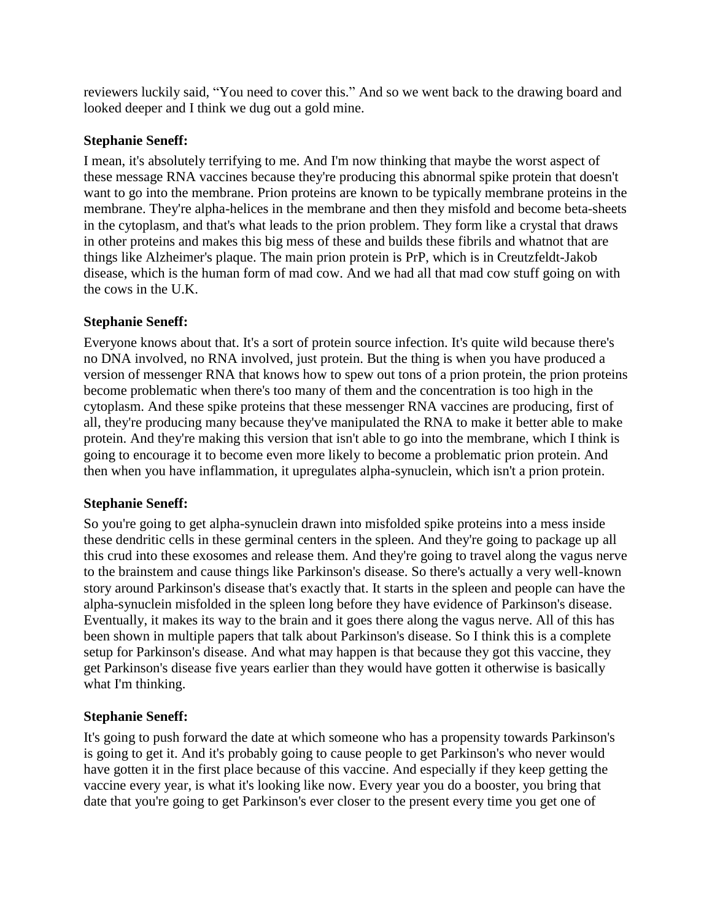reviewers luckily said, "You need to cover this." And so we went back to the drawing board and looked deeper and I think we dug out a gold mine.

**Stephanie Seneff:**

I mean, it's absolutely terrifying to me. And I'm now thinking that maybe the worst aspect of these message RNA vaccines because they're producing this abnormal spike protein that doesn't want to go into the membrane. Prion proteins are known to be typically membrane proteins in the membrane. They're alpha-helices in the membrane and then they misfold and become beta-sheets in the cytoplasm, and that's what leads to the prion problem. They form like a crystal that draws in other proteins and makes this big mess of these and builds these fibrils and whatnot that are things like Alzheimer's plaque. The main prion protein is PrP, which is in Creutzfeldt-Jakob disease, which is the human form of mad cow. And we had all that mad cow stuff going on with the cows in the U.K.

**Stephanie Seneff:**

Everyone knows about that. It's a sort of protein source infection. It's quite wild because there's no DNA involved, no RNA involved, just protein. But the thing is when you have produced a version of messenger RNA that knows how to spew out tons of a prion protein, the prion proteins become problematic when there's too many of them and the concentration is too high in the cytoplasm. And these spike proteins that these messenger RNA vaccines are producing, first of all, they're producing many because they've manipulated the RNA to make it better able to make protein. And they're making this version that isn't able to go into the membrane, which I think is going to encourage it to become even more likely to become a problematic prion protein. And then when you have inflammation, it upregulates alpha-synuclein, which isn't a prion protein.

**Stephanie Seneff:**

So you're going to get alpha-synuclein drawn into misfolded spike proteins into a mess inside these dendritic cells in these germinal centers in the spleen. And they're going to package up all this crud into these exosomes and release them. And they're going to travel along the vagus nerve to the brainstem and cause things like Parkinson's disease. So there's actually a very well-known story around Parkinson's disease that's exactly that. It starts in the spleen and people can have the alpha-synuclein misfolded in the spleen long before they have evidence of Parkinson's disease. Eventually, it makes its way to the brain and it goes there along the vagus nerve. All of this has been shown in multiple papers that talk about Parkinson's disease. So I think this is a complete setup for Parkinson's disease. And what may happen is that because they got this vaccine, they get Parkinson's disease five years earlier than they would have gotten it otherwise is basically what I'm thinking.

**Stephanie Seneff:**

It's going to push forward the date at which someone who has a propensity towards Parkinson's is going to get it. And it's probably going to cause people to get Parkinson's who never would have gotten it in the first place because of this vaccine. And especially if they keep getting the vaccine every year, is what it's looking like now. Every year you do a booster, you bring that date that you're going to get Parkinson's ever closer to the present every time you get one of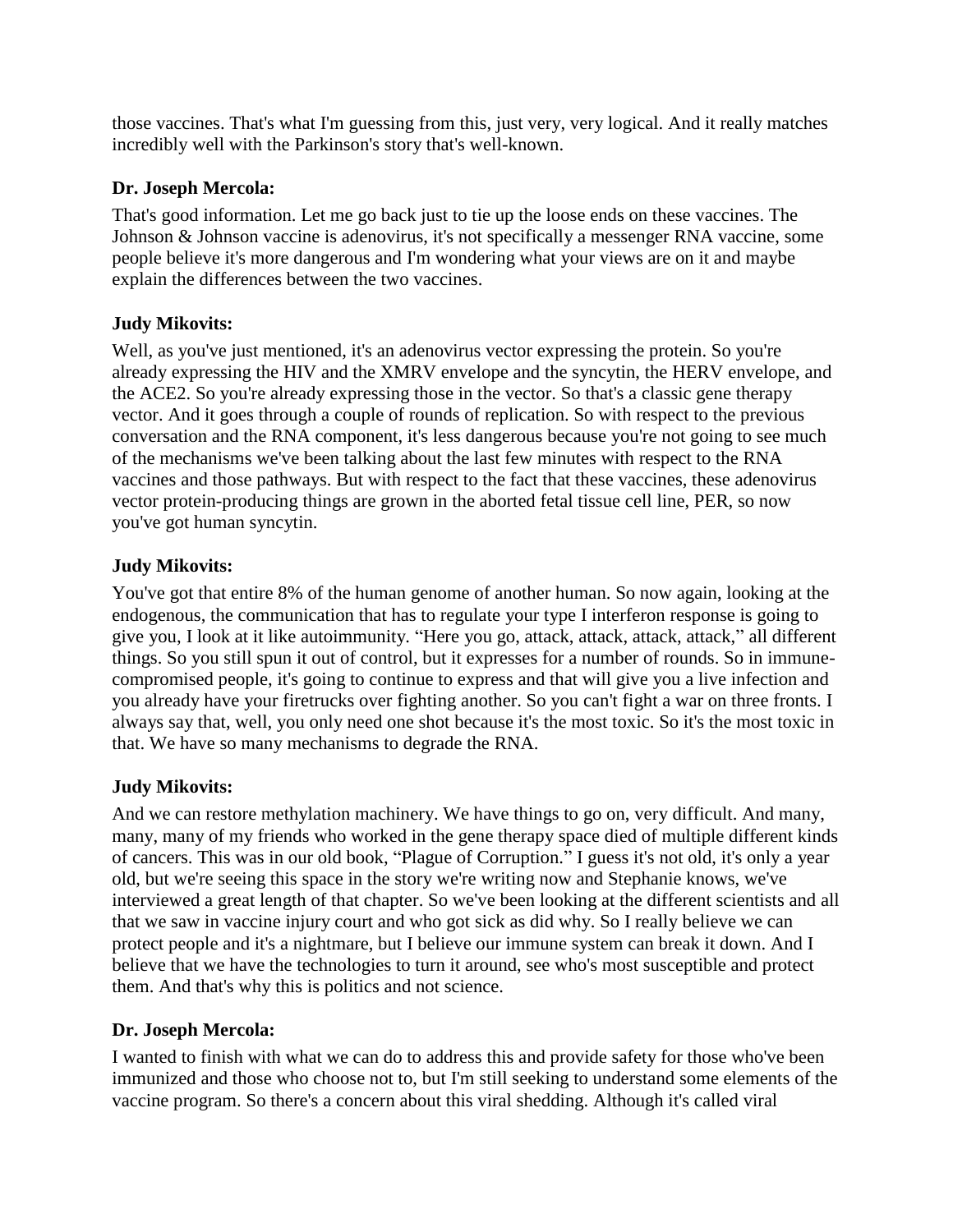those vaccines. That's what I'm guessing from this, just very, very logical. And it really matches incredibly well with the Parkinson's story that's well-known.

**Dr. Joseph Mercola:**

That's good information. Let me go back just to tie up the loose ends on these vaccines. The Johnson & Johnson vaccine is adenovirus, it's not specifically a messenger RNA vaccine, some people believe it's more dangerous and I'm wondering what your views are on it and maybe explain the differences between the two vaccines.

**Judy Mikovits:**

Well, as you've just mentioned, it's an adenovirus vector expressing the protein. So you're already expressing the HIV and the XMRV envelope and the syncytin, the HERV envelope, and the ACE2. So you're already expressing those in the vector. So that's a classic gene therapy vector. And it goes through a couple of rounds of replication. So with respect to the previous conversation and the RNA component, it's less dangerous because you're not going to see much of the mechanisms we've been talking about the last few minutes with respect to the RNA vaccines and those pathways. But with respect to the fact that these vaccines, these adenovirus vector protein-producing things are grown in the aborted fetal tissue cell line, PER, so now you've got human syncytin.

**Judy Mikovits:**

You've got that entire 8% of the human genome of another human. So now again, looking at the endogenous, the communication that has to regulate your type I interferon response is going to give you, I look at it like autoimmunity. "Here you go, attack, attack, attack, attack," all different things. So you still spun it out of control, but it expresses for a number of rounds. So in immune-compromised people, it's going to continue to express and that will give you a live infection and you already have your firetrucks over fighting another. So you can't fight a war on three fronts. I always say that, well, you only need one shot because it's the most toxic. So it's the most toxic in that. We have so many mechanisms to degrade the RNA.

**Judy Mikovits:**

And we can restore methylation machinery. We have things to go on, very difficult. And many, many, many of my friends who worked in the gene therapy space died of multiple different kinds of cancers. This was in our old book, "Plague of Corruption." I guess it's not old, it's only a year old, but we're seeing this space in the story we're writing now and Stephanie knows, we've interviewed a great length of that chapter. So we've been looking at the different scientists and all that we saw in vaccine injury court and who got sick as did why. So I really believe we can protect people and it's a nightmare, but I believe our immune system can break it down. And I believe that we have the technologies to turn it around, see who's most susceptible and protect them. And that's why this is politics and not science.

**Dr. Joseph Mercola:**

I wanted to finish with what we can do to address this and provide safety for those who've been immunized and those who choose not to, but I'm still seeking to understand some elements of the vaccine program. So there's a concern about this viral shedding. Although it's called viral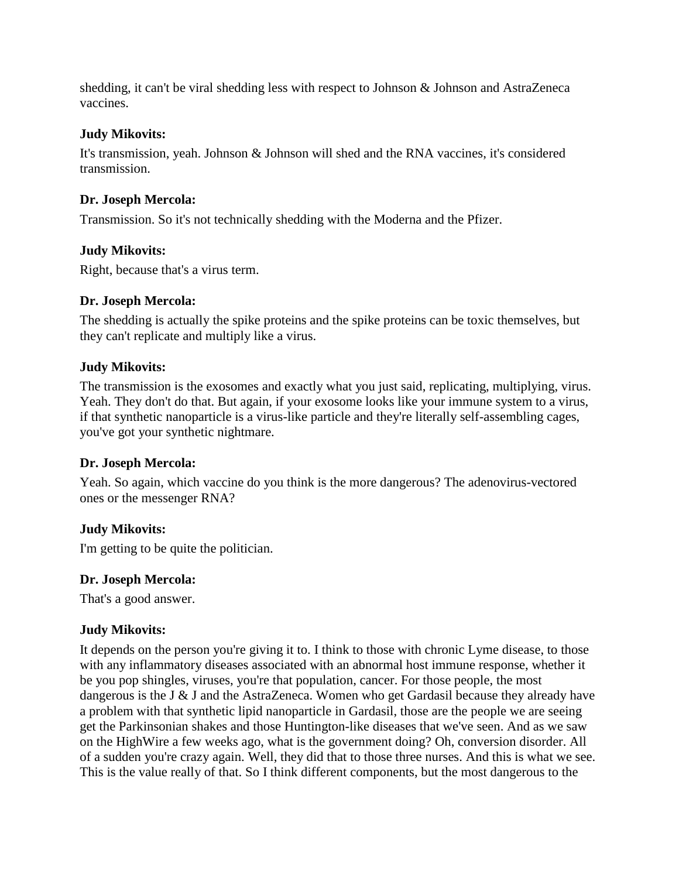shedding, it can't be viral shedding less with respect to Johnson & Johnson and AstraZeneca vaccines.

**Judy Mikovits:**

It's transmission, yeah. Johnson & Johnson will shed and the RNA vaccines, it's considered transmission.

**Dr. Joseph Mercola:**

Transmission. So it's not technically shedding with the Moderna and the Pfizer.

**Judy Mikovits:**

Right, because that's a virus term.

**Dr. Joseph Mercola:**

The shedding is actually the spike proteins and the spike proteins can be toxic themselves, but they can't replicate and multiply like a virus.

**Judy Mikovits:**

The transmission is the exosomes and exactly what you just said, replicating, multiplying, virus. Yeah. They don't do that. But again, if your exosome looks like your immune system to a virus, if that synthetic nanoparticle is a virus-like particle and they're literally self-assembling cages, you've got your synthetic nightmare.

**Dr. Joseph Mercola:**

Yeah. So again, which vaccine do you think is the more dangerous? The adenovirus-vectored ones or the messenger RNA?

**Judy Mikovits:**

I'm getting to be quite the politician.

**Dr. Joseph Mercola:**

That's a good answer.

**Judy Mikovits:**

It depends on the person you're giving it to. I think to those with chronic Lyme disease, to those with any inflammatory diseases associated with an abnormal host immune response, whether it be you pop shingles, viruses, you're that population, cancer. For those people, the most dangerous is the J & J and the AstraZeneca. Women who get Gardasil because they already have a problem with that synthetic lipid nanoparticle in Gardasil, those are the people we are seeing get the Parkinsonian shakes and those Huntington-like diseases that we've seen. And as we saw on the HighWire a few weeks ago, what is the government doing? Oh, conversion disorder. All of a sudden you're crazy again. Well, they did that to those three nurses. And this is what we see. This is the value really of that. So I think different components, but the most dangerous to the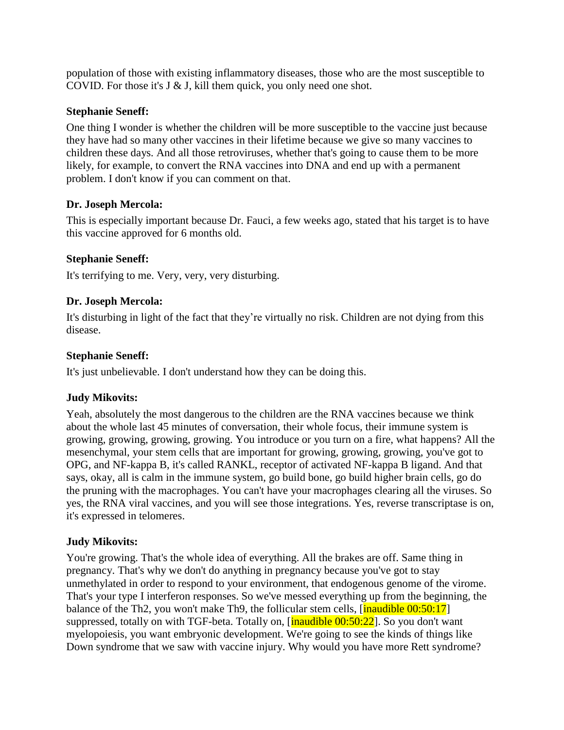population of those with existing inflammatory diseases, those who are the most susceptible to COVID. For those it's J & J, kill them quick, you only need one shot.

**Stephanie Seneff:**

One thing I wonder is whether the children will be more susceptible to the vaccine just because they have had so many other vaccines in their lifetime because we give so many vaccines to children these days. And all those retroviruses, whether that's going to cause them to be more likely, for example, to convert the RNA vaccines into DNA and end up with a permanent problem. I don't know if you can comment on that.

**Dr. Joseph Mercola:**

This is especially important because Dr. Fauci, a few weeks ago, stated that his target is to have this vaccine approved for 6 months old.

**Stephanie Seneff:**

It's terrifying to me. Very, very, very disturbing.

**Dr. Joseph Mercola:**

It's disturbing in light of the fact that they're virtually no risk. Children are not dying from this disease.

**Stephanie Seneff:**

It's just unbelievable. I don't understand how they can be doing this.

**Judy Mikovits:**

Yeah, absolutely the most dangerous to the children are the RNA vaccines because we think about the whole last 45 minutes of conversation, their whole focus, their immune system is growing, growing, growing, growing. You introduce or you turn on a fire, what happens? All the mesenchymal, your stem cells that are important for growing, growing, growing, you've got to OPG, and NF-kappa B, it's called RANKL, receptor of activated NF-kappa B ligand. And that says, okay, all is calm in the immune system, go build bone, go build higher brain cells, go do the pruning with the macrophages. You can't have your macrophages clearing all the viruses. So yes, the RNA viral vaccines, and you will see those integrations. Yes, reverse transcriptase is on, it's expressed in telomeres.

**Judy Mikovits:**

You're growing. That's the whole idea of everything. All the brakes are off. Same thing in pregnancy. That's why we don't do anything in pregnancy because you've got to stay unmethylated in order to respond to your environment, that endogenous genome of the virome. That's your type I interferon responses. So we've messed everything up from the beginning, the balance of the Th2, you won't make Th9, the follicular stem cells, [inaudible 00:50:17] suppressed, totally on with TGF-beta. Totally on, [inaudible 00:50:22]. So you don't want myelopoiesis, you want embryonic development. We're going to see the kinds of things like Down syndrome that we saw with vaccine injury. Why would you have more Rett syndrome?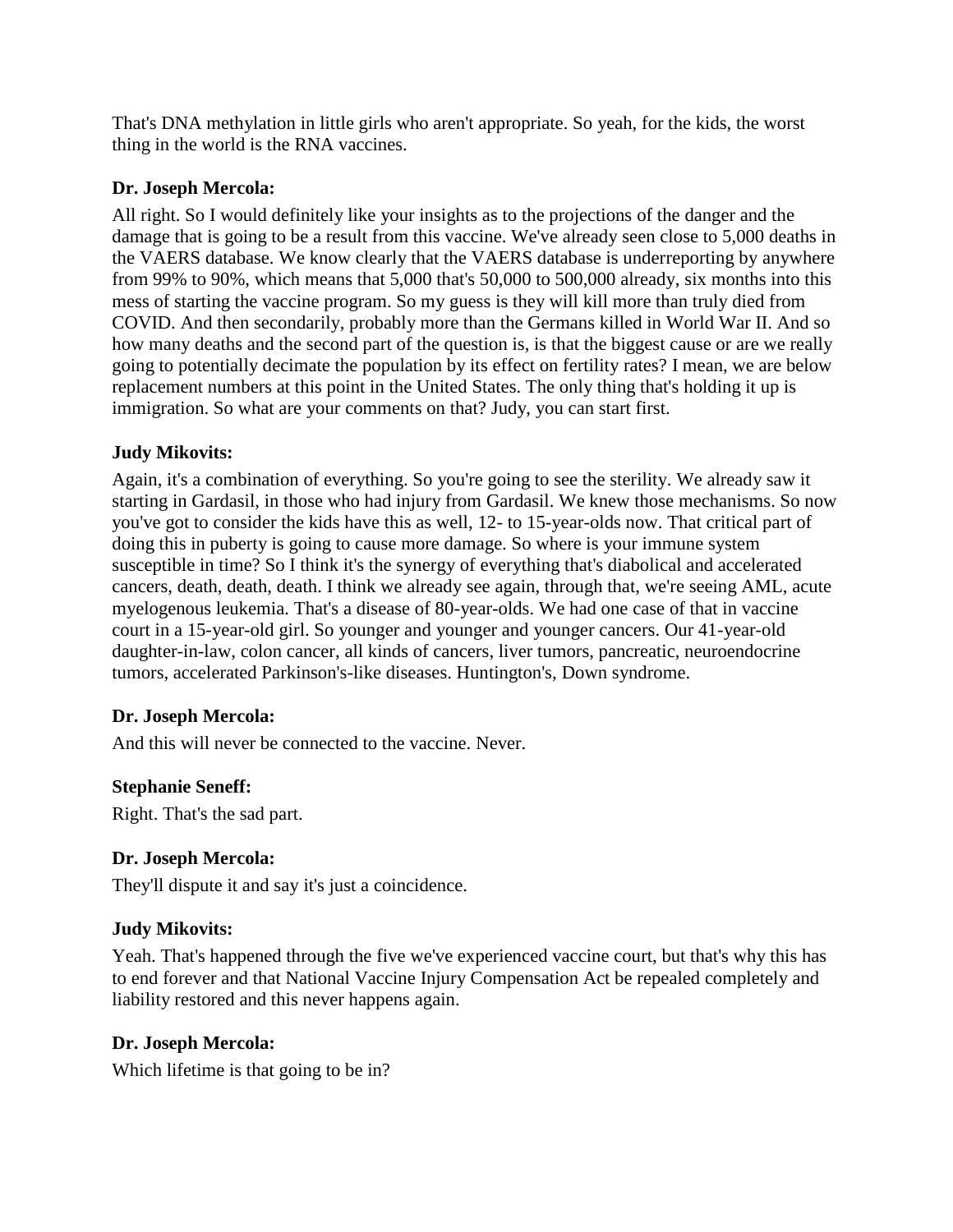That's DNA methylation in little girls who aren't appropriate. So yeah, for the kids, the worst thing in the world is the RNA vaccines.

**Dr. Joseph Mercola:**

All right. So I would definitely like your insights as to the projections of the danger and the damage that is going to be a result from this vaccine. We've already seen close to 5,000 deaths in the VAERS database. We know clearly that the VAERS database is underreporting by anywhere from 99% to 90%, which means that 5,000 that's 50,000 to 500,000 already, six months into this mess of starting the vaccine program. So my guess is they will kill more than truly died from COVID. And then secondarily, probably more than the Germans killed in World War II. And so how many deaths and the second part of the question is, is that the biggest cause or are we really going to potentially decimate the population by its effect on fertility rates? I mean, we are below replacement numbers at this point in the United States. The only thing that's holding it up is immigration. So what are your comments on that? Judy, you can start first.

**Judy Mikovits:**

Again, it's a combination of everything. So you're going to see the sterility. We already saw it starting in Gardasil, in those who had injury from Gardasil. We knew those mechanisms. So now you've got to consider the kids have this as well, 12- to 15-year-olds now. That critical part of doing this in puberty is going to cause more damage. So where is your immune system susceptible in time? So I think it's the synergy of everything that's diabolical and accelerated cancers, death, death, death. I think we already see again, through that, we're seeing AML, acute myelogenous leukemia. That's a disease of 80-year-olds. We had one case of that in vaccine court in a 15-year-old girl. So younger and younger and younger cancers. Our 41-year-old daughter-in-law, colon cancer, all kinds of cancers, liver tumors, pancreatic, neuroendocrine tumors, accelerated Parkinson's-like diseases. Huntington's, Down syndrome.

**Dr. Joseph Mercola:**

And this will never be connected to the vaccine. Never.

**Stephanie Seneff:**

Right. That's the sad part.

**Dr. Joseph Mercola:**

They'll dispute it and say it's just a coincidence.

**Judy Mikovits:**

Yeah. That's happened through the five we've experienced vaccine court, but that's why this has to end forever and that National Vaccine Injury Compensation Act be repealed completely and liability restored and this never happens again.

**Dr. Joseph Mercola:**

Which lifetime is that going to be in?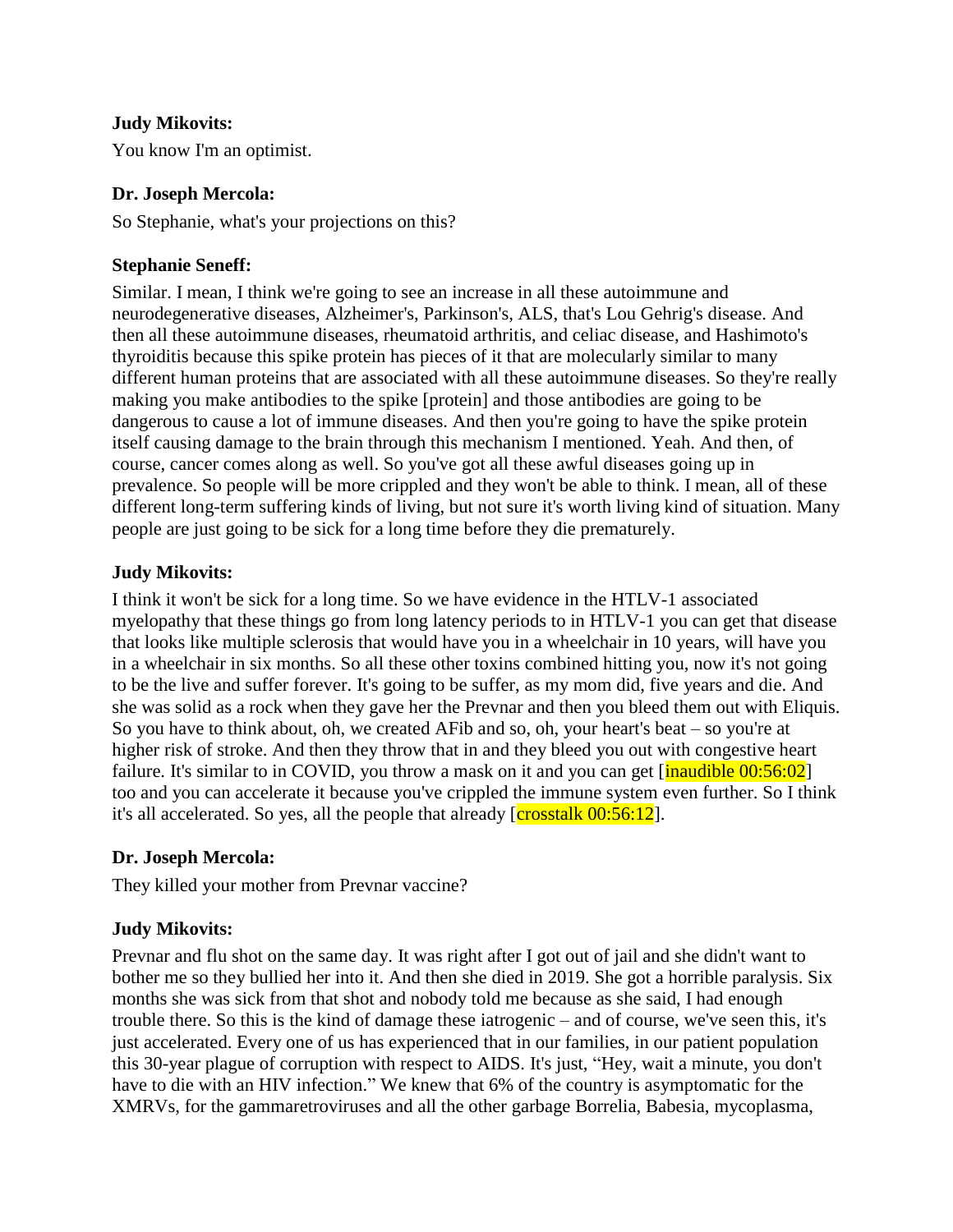**Judy Mikovits:**

You know I'm an optimist.

**Dr. Joseph Mercola:**

So Stephanie, what's your projections on this?

**Stephanie Seneff:**

Similar. I mean, I think we're going to see an increase in all these autoimmune and neurodegenerative diseases, Alzheimer's, Parkinson's, ALS, that's Lou Gehrig's disease. And then all these autoimmune diseases, rheumatoid arthritis, and celiac disease, and Hashimoto's thyroiditis because this spike protein has pieces of it that are molecularly similar to many different human proteins that are associated with all these autoimmune diseases. So they're really making you make antibodies to the spike [protein] and those antibodies are going to be dangerous to cause a lot of immune diseases. And then you're going to have the spike protein itself causing damage to the brain through this mechanism I mentioned. Yeah. And then, of course, cancer comes along as well. So you've got all these awful diseases going up in prevalence. So people will be more crippled and they won't be able to think. I mean, all of these different long-term suffering kinds of living, but not sure it's worth living kind of situation. Many people are just going to be sick for a long time before they die prematurely.

**Judy Mikovits:**

I think it won't be sick for a long time. So we have evidence in the HTLV-1 associated myelopathy that these things go from long latency periods to in HTLV-1 you can get that disease that looks like multiple sclerosis that would have you in a wheelchair in 10 years, will have you in a wheelchair in six months. So all these other toxins combined hitting you, now it's not going to be the live and suffer forever. It's going to be suffer, as my mom did, five years and die. And she was solid as a rock when they gave her the Prevnar and then you bleed them out with Eliquis. So you have to think about, oh, we created AFib and so, oh, your heart's beat – so you're at higher risk of stroke. And then they throw that in and they bleed you out with congestive heart failure. It's similar to in COVID, you throw a mask on it and you can get [inaudible 00:56:02] too and you can accelerate it because you've crippled the immune system even further. So I think it's all accelerated. So yes, all the people that already [crosstalk 00:56:12].

**Dr. Joseph Mercola:**

They killed your mother from Prevnar vaccine?

**Judy Mikovits:**

Prevnar and flu shot on the same day. It was right after I got out of jail and she didn't want to bother me so they bullied her into it. And then she died in 2019. She got a horrible paralysis. Six months she was sick from that shot and nobody told me because as she said, I had enough trouble there. So this is the kind of damage these iatrogenic – and of course, we've seen this, it's just accelerated. Every one of us has experienced that in our families, in our patient population this 30-year plague of corruption with respect to AIDS. It's just, "Hey, wait a minute, you don't have to die with an HIV infection." We knew that 6% of the country is asymptomatic for the XMRVs, for the gammaretroviruses and all the other garbage Borrelia, Babesia, mycoplasma,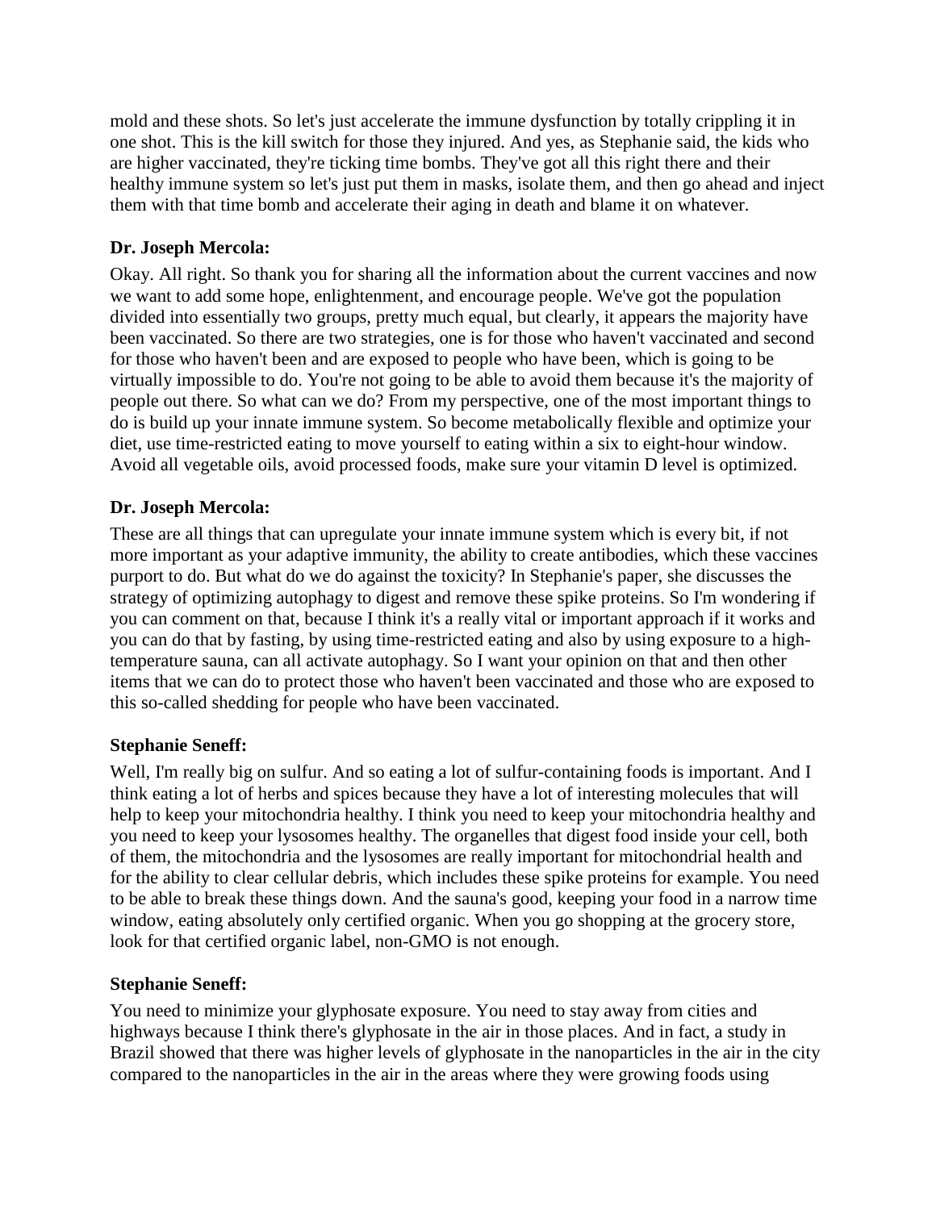mold and these shots. So let's just accelerate the immune dysfunction by totally crippling it in one shot. This is the kill switch for those they injured. And yes, as Stephanie said, the kids who are higher vaccinated, they're ticking time bombs. They've got all this right there and their healthy immune system so let's just put them in masks, isolate them, and then go ahead and inject them with that time bomb and accelerate their aging in death and blame it on whatever.

**Dr. Joseph Mercola:**

Okay. All right. So thank you for sharing all the information about the current vaccines and now we want to add some hope, enlightenment, and encourage people. We've got the population divided into essentially two groups, pretty much equal, but clearly, it appears the majority have been vaccinated. So there are two strategies, one is for those who haven't vaccinated and second for those who haven't been and are exposed to people who have been, which is going to be virtually impossible to do. You're not going to be able to avoid them because it's the majority of people out there. So what can we do? From my perspective, one of the most important things to do is build up your innate immune system. So become metabolically flexible and optimize your diet, use time-restricted eating to move yourself to eating within a six to eight-hour window. Avoid all vegetable oils, avoid processed foods, make sure your vitamin D level is optimized.

**Dr. Joseph Mercola:**

These are all things that can upregulate your innate immune system which is every bit, if not more important as your adaptive immunity, the ability to create antibodies, which these vaccines purport to do. But what do we do against the toxicity? In Stephanie's paper, she discusses the strategy of optimizing autophagy to digest and remove these spike proteins. So I'm wondering if you can comment on that, because I think it's a really vital or important approach if it works and you can do that by fasting, by using time-restricted eating and also by using exposure to a high-temperature sauna, can all activate autophagy. So I want your opinion on that and then other items that we can do to protect those who haven't been vaccinated and those who are exposed to this so-called shedding for people who have been vaccinated.

**Stephanie Seneff:**

Well, I'm really big on sulfur. And so eating a lot of sulfur-containing foods is important. And I think eating a lot of herbs and spices because they have a lot of interesting molecules that will help to keep your mitochondria healthy. I think you need to keep your mitochondria healthy and you need to keep your lysosomes healthy. The organelles that digest food inside your cell, both of them, the mitochondria and the lysosomes are really important for mitochondrial health and for the ability to clear cellular debris, which includes these spike proteins for example. You need to be able to break these things down. And the sauna's good, keeping your food in a narrow time window, eating absolutely only certified organic. When you go shopping at the grocery store, look for that certified organic label, non-GMO is not enough.

**Stephanie Seneff:**

You need to minimize your glyphosate exposure. You need to stay away from cities and highways because I think there's glyphosate in the air in those places. And in fact, a study in Brazil showed that there was higher levels of glyphosate in the nanoparticles in the air in the city compared to the nanoparticles in the air in the areas where they were growing foods using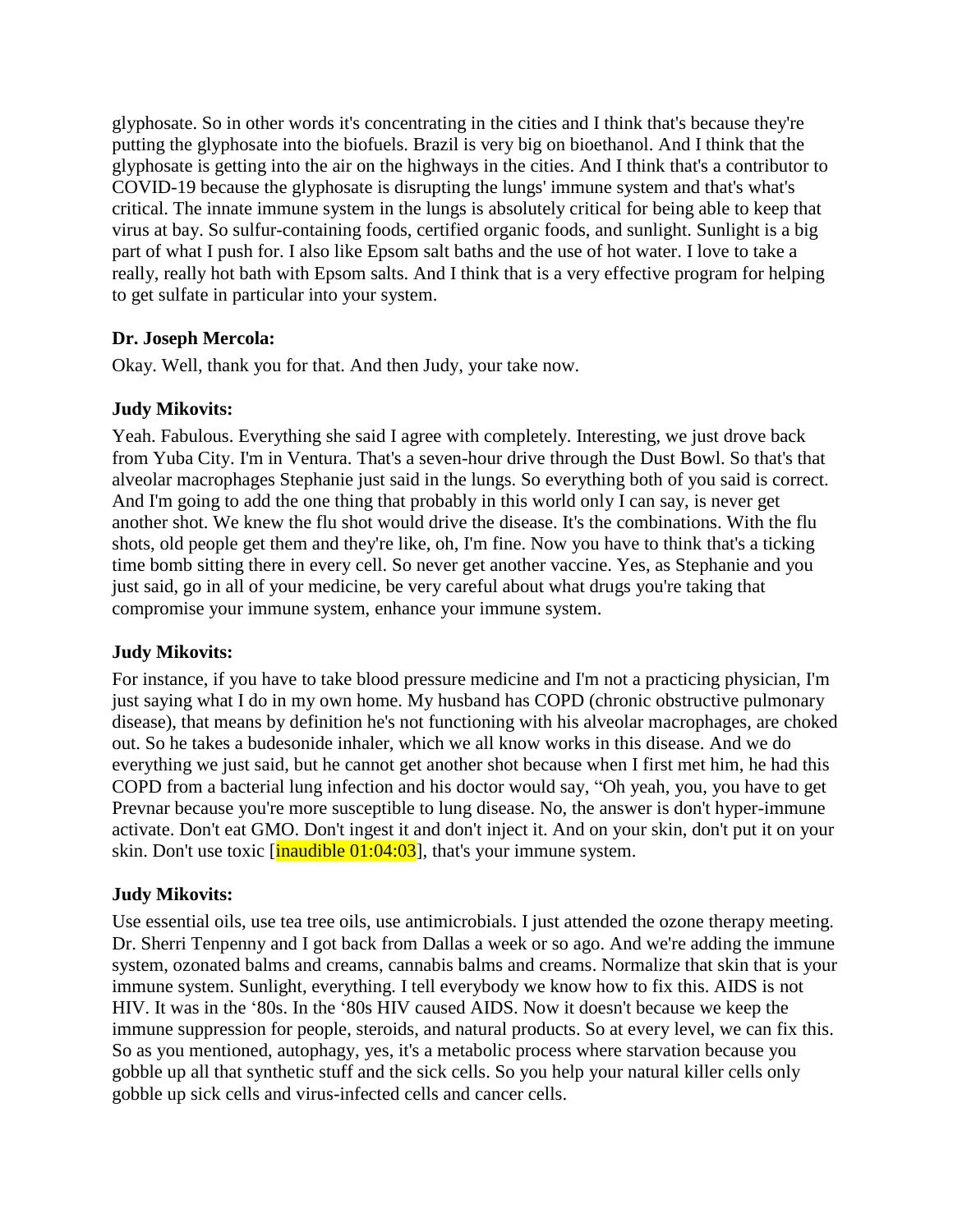glyphosate. So in other words it's concentrating in the cities and I think that's because they're putting the glyphosate into the biofuels. Brazil is very big on bioethanol. And I think that the glyphosate is getting into the air on the highways in the cities. And I think that's a contributor to COVID-19 because the glyphosate is disrupting the lungs' immune system and that's what's critical. The innate immune system in the lungs is absolutely critical for being able to keep that virus at bay. So sulfur-containing foods, certified organic foods, and sunlight. Sunlight is a big part of what I push for. I also like Epsom salt baths and the use of hot water. I love to take a really, really hot bath with Epsom salts. And I think that is a very effective program for helping to get sulfate in particular into your system.

**Dr. Joseph Mercola:**

Okay. Well, thank you for that. And then Judy, your take now.

**Judy Mikovits:**

Yeah. Fabulous. Everything she said I agree with completely. Interesting, we just drove back from Yuba City. I'm in Ventura. That's a seven-hour drive through the Dust Bowl. So that's that alveolar macrophages Stephanie just said in the lungs. So everything both of you said is correct. And I'm going to add the one thing that probably in this world only I can say, is never get another shot. We knew the flu shot would drive the disease. It's the combinations. With the flu shots, old people get them and they're like, oh, I'm fine. Now you have to think that's a ticking time bomb sitting there in every cell. So never get another vaccine. Yes, as Stephanie and you just said, go in all of your medicine, be very careful about what drugs you're taking that compromise your immune system, enhance your immune system.

**Judy Mikovits:**

For instance, if you have to take blood pressure medicine and I'm not a practicing physician, I'm just saying what I do in my own home. My husband has COPD (chronic obstructive pulmonary disease), that means by definition he's not functioning with his alveolar macrophages, are choked out. So he takes a budesonide inhaler, which we all know works in this disease. And we do everything we just said, but he cannot get another shot because when I first met him, he had this COPD from a bacterial lung infection and his doctor would say, "Oh yeah, you, you have to get Prevnar because you're more susceptible to lung disease. No, the answer is don't hyper-immune activate. Don't eat GMO. Don't ingest it and don't inject it. And on your skin, don't put it on your skin. Don't use toxic [inaudible 01:04:03], that's your immune system.

**Judy Mikovits:**

Use essential oils, use tea tree oils, use antimicrobials. I just attended the ozone therapy meeting. Dr. Sherri Tenpenny and I got back from Dallas a week or so ago. And we're adding the immune system, ozonated balms and creams, cannabis balms and creams. Normalize that skin that is your immune system. Sunlight, everything. I tell everybody we know how to fix this. AIDS is not HIV. It was in the '80s. In the '80s HIV caused AIDS. Now it doesn't because we keep the immune suppression for people, steroids, and natural products. So at every level, we can fix this. So as you mentioned, autophagy, yes, it's a metabolic process where starvation because you gobble up all that synthetic stuff and the sick cells. So you help your natural killer cells only gobble up sick cells and virus-infected cells and cancer cells.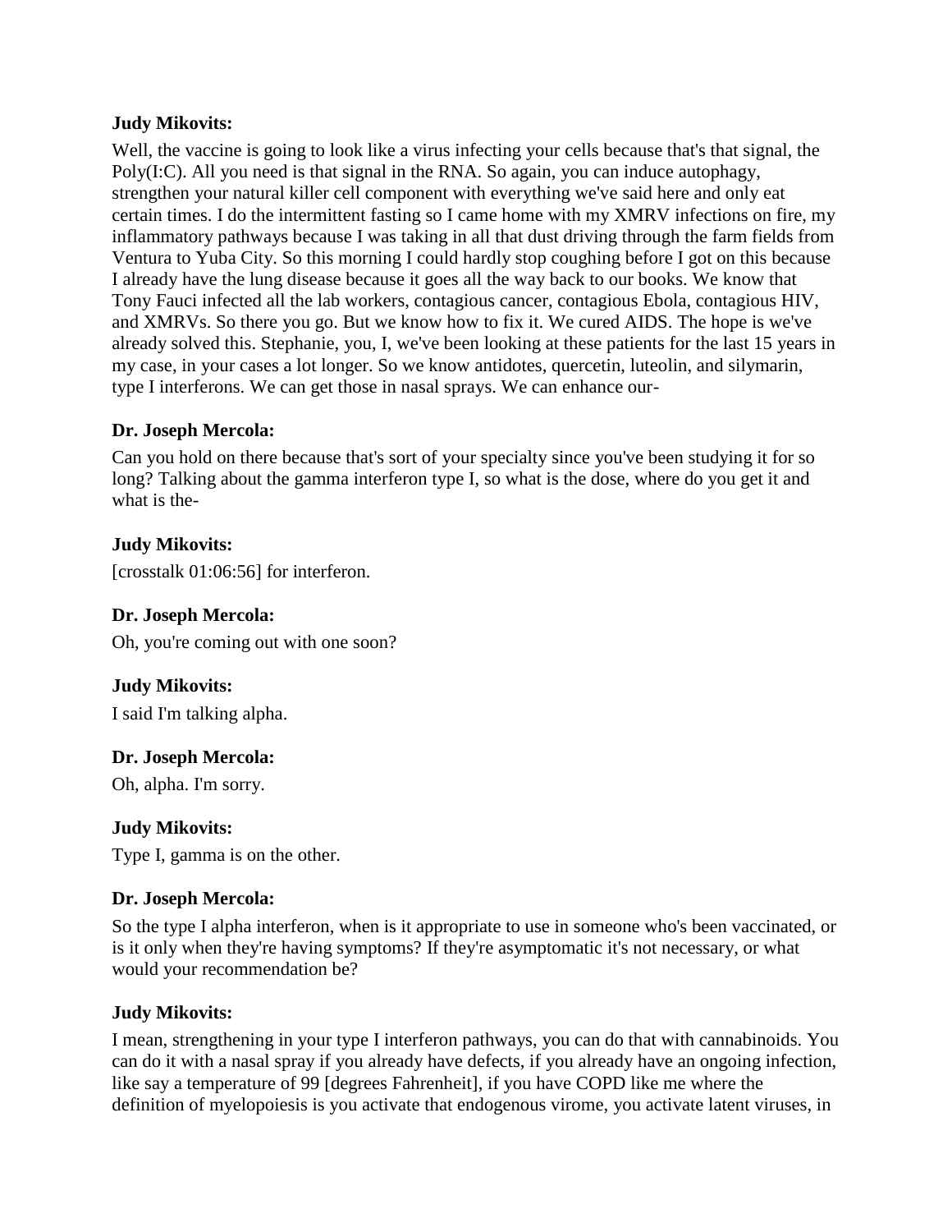**Judy Mikovits:**

Well, the vaccine is going to look like a virus infecting your cells because that's that signal, the Poly(I:C). All you need is that signal in the RNA. So again, you can induce autophagy, strengthen your natural killer cell component with everything we've said here and only eat certain times. I do the intermittent fasting so I came home with my XMRV infections on fire, my inflammatory pathways because I was taking in all that dust driving through the farm fields from Ventura to Yuba City. So this morning I could hardly stop coughing before I got on this because I already have the lung disease because it goes all the way back to our books. We know that Tony Fauci infected all the lab workers, contagious cancer, contagious Ebola, contagious HIV, and XMRVs. So there you go. But we know how to fix it. We cured AIDS. The hope is we've already solved this. Stephanie, you, I, we've been looking at these patients for the last 15 years in my case, in your cases a lot longer. So we know antidotes, quercetin, luteolin, and silymarin, type I interferons. We can get those in nasal sprays. We can enhance our-

**Dr. Joseph Mercola:**

Can you hold on there because that's sort of your specialty since you've been studying it for so long? Talking about the gamma interferon type I, so what is the dose, where do you get it and what is the-

**Judy Mikovits:**

[crosstalk 01:06:56] for interferon.

**Dr. Joseph Mercola:**

Oh, you're coming out with one soon?

**Judy Mikovits:**

I said I'm talking alpha.

**Dr. Joseph Mercola:**

Oh, alpha. I'm sorry.

**Judy Mikovits:**

Type I, gamma is on the other.

**Dr. Joseph Mercola:**

So the type I alpha interferon, when is it appropriate to use in someone who's been vaccinated, or is it only when they're having symptoms? If they're asymptomatic it's not necessary, or what would your recommendation be?

**Judy Mikovits:**

I mean, strengthening in your type I interferon pathways, you can do that with cannabinoids. You can do it with a nasal spray if you already have defects, if you already have an ongoing infection, like say a temperature of 99 [degrees Fahrenheit], if you have COPD like me where the definition of myelopoiesis is you activate that endogenous virome, you activate latent viruses, in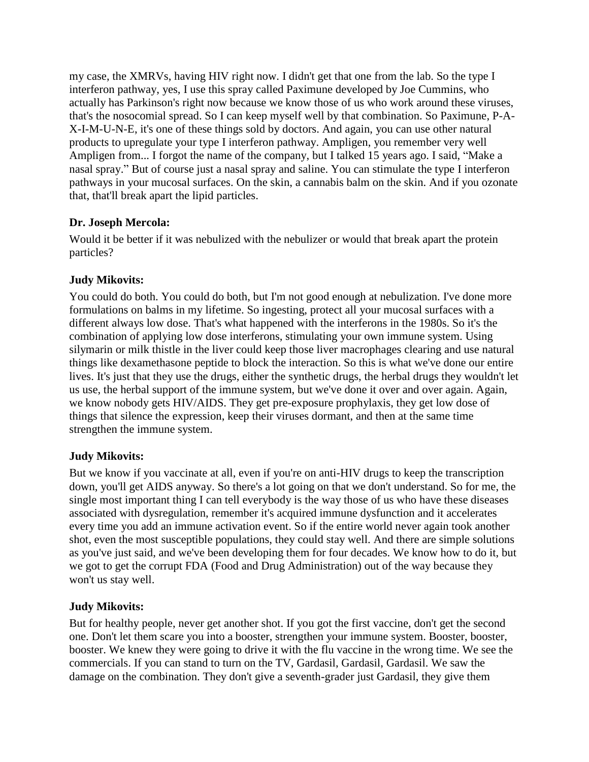my case, the XMRVs, having HIV right now. I didn't get that one from the lab. So the type I interferon pathway, yes, I use this spray called Paximune developed by Joe Cummins, who actually has Parkinson's right now because we know those of us who work around these viruses, that's the nosocomial spread. So I can keep myself well by that combination. So Paximune, P-A-X-I-M-U-N-E, it's one of these things sold by doctors. And again, you can use other natural products to upregulate your type I interferon pathway. Ampligen, you remember very well Ampligen from... I forgot the name of the company, but I talked 15 years ago. I said, "Make a nasal spray." But of course just a nasal spray and saline. You can stimulate the type I interferon pathways in your mucosal surfaces. On the skin, a cannabis balm on the skin. And if you ozonate that, that'll break apart the lipid particles.

**Dr. Joseph Mercola:**

Would it be better if it was nebulized with the nebulizer or would that break apart the protein particles?

**Judy Mikovits:**

You could do both. You could do both, but I'm not good enough at nebulization. I've done more formulations on balms in my lifetime. So ingesting, protect all your mucosal surfaces with a different always low dose. That's what happened with the interferons in the 1980s. So it's the combination of applying low dose interferons, stimulating your own immune system. Using silymarin or milk thistle in the liver could keep those liver macrophages clearing and use natural things like dexamethasone peptide to block the interaction. So this is what we've done our entire lives. It's just that they use the drugs, either the synthetic drugs, the herbal drugs they wouldn't let us use, the herbal support of the immune system, but we've done it over and over again. Again, we know nobody gets HIV/AIDS. They get pre-exposure prophylaxis, they get low dose of things that silence the expression, keep their viruses dormant, and then at the same time strengthen the immune system.

**Judy Mikovits:**

But we know if you vaccinate at all, even if you're on anti-HIV drugs to keep the transcription down, you'll get AIDS anyway. So there's a lot going on that we don't understand. So for me, the single most important thing I can tell everybody is the way those of us who have these diseases associated with dysregulation, remember it's acquired immune dysfunction and it accelerates every time you add an immune activation event. So if the entire world never again took another shot, even the most susceptible populations, they could stay well. And there are simple solutions as you've just said, and we've been developing them for four decades. We know how to do it, but we got to get the corrupt FDA (Food and Drug Administration) out of the way because they won't us stay well.

**Judy Mikovits:**

But for healthy people, never get another shot. If you got the first vaccine, don't get the second one. Don't let them scare you into a booster, strengthen your immune system. Booster, booster, booster. We knew they were going to drive it with the flu vaccine in the wrong time. We see the commercials. If you can stand to turn on the TV, Gardasil, Gardasil, Gardasil. We saw the damage on the combination. They don't give a seventh-grader just Gardasil, they give them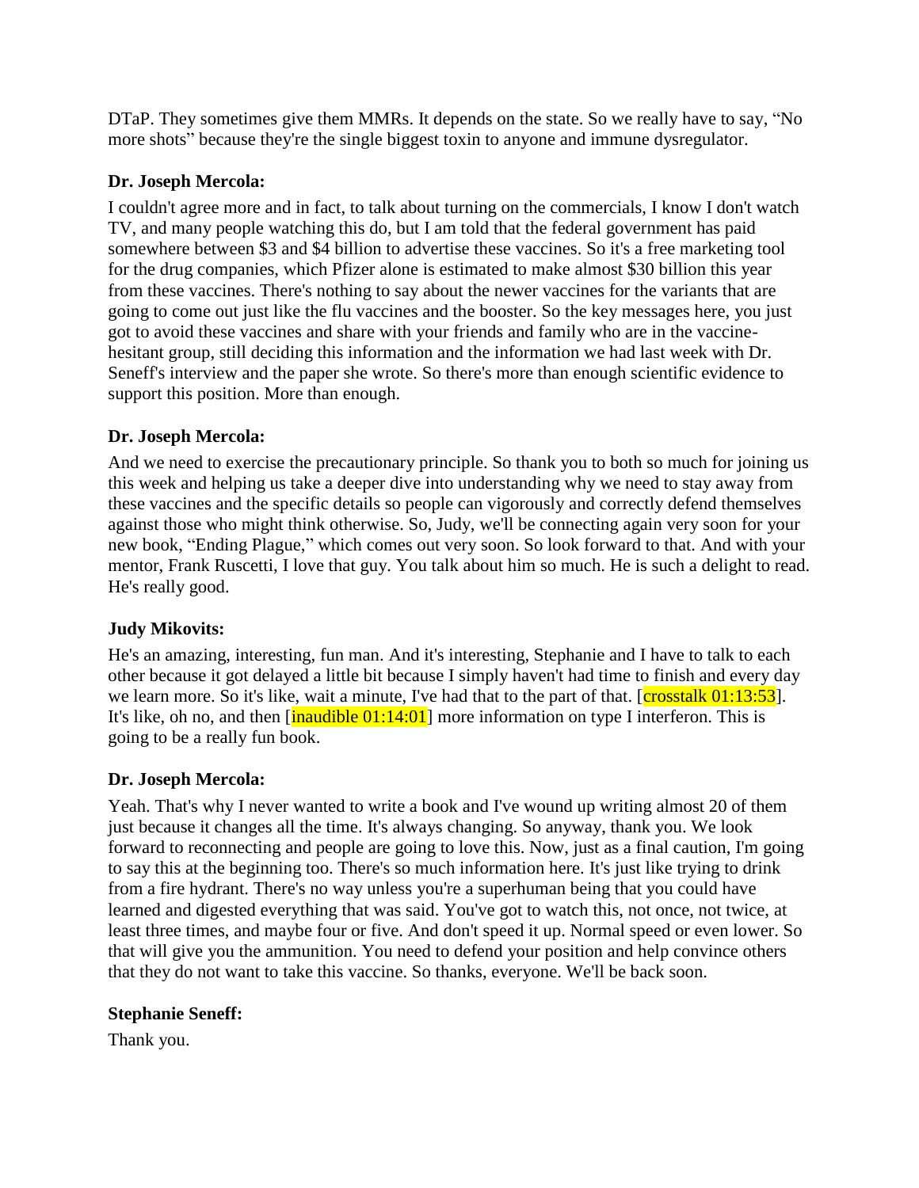DTaP. They sometimes give them MMRs. It depends on the state. So we really have to say, "No more shots" because they're the single biggest toxin to anyone and immune dysregulator.

**Dr. Joseph Mercola:**

I couldn't agree more and in fact, to talk about turning on the commercials, I know I don't watch TV, and many people watching this do, but I am told that the federal government has paid somewhere between $3 and $4 billion to advertise these vaccines. So it's a free marketing tool for the drug companies, which Pfizer alone is estimated to make almost $30 billion this year from these vaccines. There's nothing to say about the newer vaccines for the variants that are going to come out just like the flu vaccines and the booster. So the key messages here, you just got to avoid these vaccines and share with your friends and family who are in the vaccine-hesitant group, still deciding this information and the information we had last week with Dr. Seneff's interview and the paper she wrote. So there's more than enough scientific evidence to support this position. More than enough.

**Dr. Joseph Mercola:**

And we need to exercise the precautionary principle. So thank you to both so much for joining us this week and helping us take a deeper dive into understanding why we need to stay away from these vaccines and the specific details so people can vigorously and correctly defend themselves against those who might think otherwise. So, Judy, we'll be connecting again very soon for your new book, "Ending Plague," which comes out very soon. So look forward to that. And with your mentor, Frank Ruscetti, I love that guy. You talk about him so much. He is such a delight to read. He's really good.

**Judy Mikovits:**

He's an amazing, interesting, fun man. And it's interesting, Stephanie and I have to talk to each other because it got delayed a little bit because I simply haven't had time to finish and every day we learn more. So it's like, wait a minute, I've had that to the part of that. [crosstalk 01:13:53]. It's like, oh no, and then [inaudible 01:14:01] more information on type I interferon. This is going to be a really fun book.

**Dr. Joseph Mercola:**

Yeah. That's why I never wanted to write a book and I've wound up writing almost 20 of them just because it changes all the time. It's always changing. So anyway, thank you. We look forward to reconnecting and people are going to love this. Now, just as a final caution, I'm going to say this at the beginning too. There's so much information here. It's just like trying to drink from a fire hydrant. There's no way unless you're a superhuman being that you could have learned and digested everything that was said. You've got to watch this, not once, not twice, at least three times, and maybe four or five. And don't speed it up. Normal speed or even lower. So that will give you the ammunition. You need to defend your position and help convince others that they do not want to take this vaccine. So thanks, everyone. We'll be back soon.

**Stephanie Seneff:**

Thank you.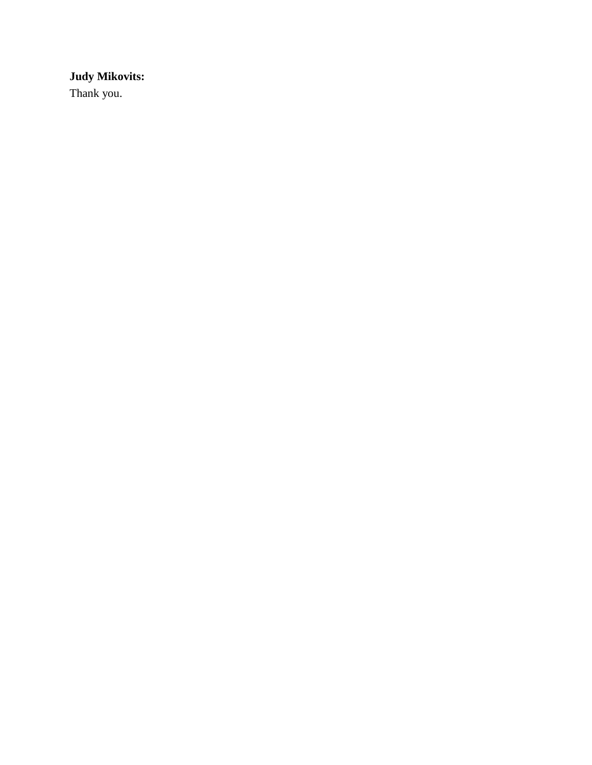**Judy Mikovits:**
Thank you.